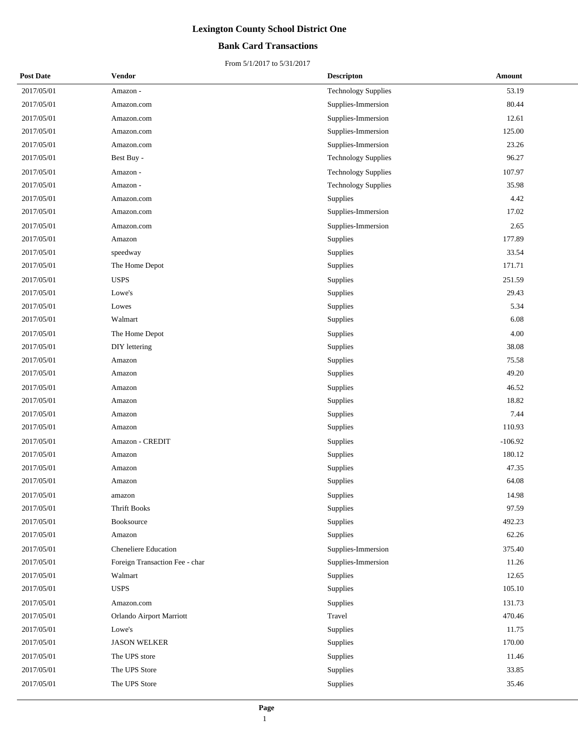# Lexington County School District One

## Bank Card Transactions

From 5/1/2017 to 5/31/2017

| Post Date | Vendor | Descripton | Amount |
|---|---|---|---|
| 2017/05/01 | Amazon - | Technology Supplies | 53.19 |
| 2017/05/01 | Amazon.com | Supplies-Immersion | 80.44 |
| 2017/05/01 | Amazon.com | Supplies-Immersion | 12.61 |
| 2017/05/01 | Amazon.com | Supplies-Immersion | 125.00 |
| 2017/05/01 | Amazon.com | Supplies-Immersion | 23.26 |
| 2017/05/01 | Best Buy - | Technology Supplies | 96.27 |
| 2017/05/01 | Amazon - | Technology Supplies | 107.97 |
| 2017/05/01 | Amazon - | Technology Supplies | 35.98 |
| 2017/05/01 | Amazon.com | Supplies | 4.42 |
| 2017/05/01 | Amazon.com | Supplies-Immersion | 17.02 |
| 2017/05/01 | Amazon.com | Supplies-Immersion | 2.65 |
| 2017/05/01 | Amazon | Supplies | 177.89 |
| 2017/05/01 | speedway | Supplies | 33.54 |
| 2017/05/01 | The Home Depot | Supplies | 171.71 |
| 2017/05/01 | USPS | Supplies | 251.59 |
| 2017/05/01 | Lowe's | Supplies | 29.43 |
| 2017/05/01 | Lowes | Supplies | 5.34 |
| 2017/05/01 | Walmart | Supplies | 6.08 |
| 2017/05/01 | The Home Depot | Supplies | 4.00 |
| 2017/05/01 | DIY lettering | Supplies | 38.08 |
| 2017/05/01 | Amazon | Supplies | 75.58 |
| 2017/05/01 | Amazon | Supplies | 49.20 |
| 2017/05/01 | Amazon | Supplies | 46.52 |
| 2017/05/01 | Amazon | Supplies | 18.82 |
| 2017/05/01 | Amazon | Supplies | 7.44 |
| 2017/05/01 | Amazon | Supplies | 110.93 |
| 2017/05/01 | Amazon - CREDIT | Supplies | -106.92 |
| 2017/05/01 | Amazon | Supplies | 180.12 |
| 2017/05/01 | Amazon | Supplies | 47.35 |
| 2017/05/01 | Amazon | Supplies | 64.08 |
| 2017/05/01 | amazon | Supplies | 14.98 |
| 2017/05/01 | Thrift Books | Supplies | 97.59 |
| 2017/05/01 | Booksource | Supplies | 492.23 |
| 2017/05/01 | Amazon | Supplies | 62.26 |
| 2017/05/01 | Cheneliere Education | Supplies-Immersion | 375.40 |
| 2017/05/01 | Foreign Transaction Fee - char | Supplies-Immersion | 11.26 |
| 2017/05/01 | Walmart | Supplies | 12.65 |
| 2017/05/01 | USPS | Supplies | 105.10 |
| 2017/05/01 | Amazon.com | Supplies | 131.73 |
| 2017/05/01 | Orlando Airport Marriott | Travel | 470.46 |
| 2017/05/01 | Lowe's | Supplies | 11.75 |
| 2017/05/01 | JASON WELKER | Supplies | 170.00 |
| 2017/05/01 | The UPS store | Supplies | 11.46 |
| 2017/05/01 | The UPS Store | Supplies | 33.85 |
| 2017/05/01 | The UPS Store | Supplies | 35.46 |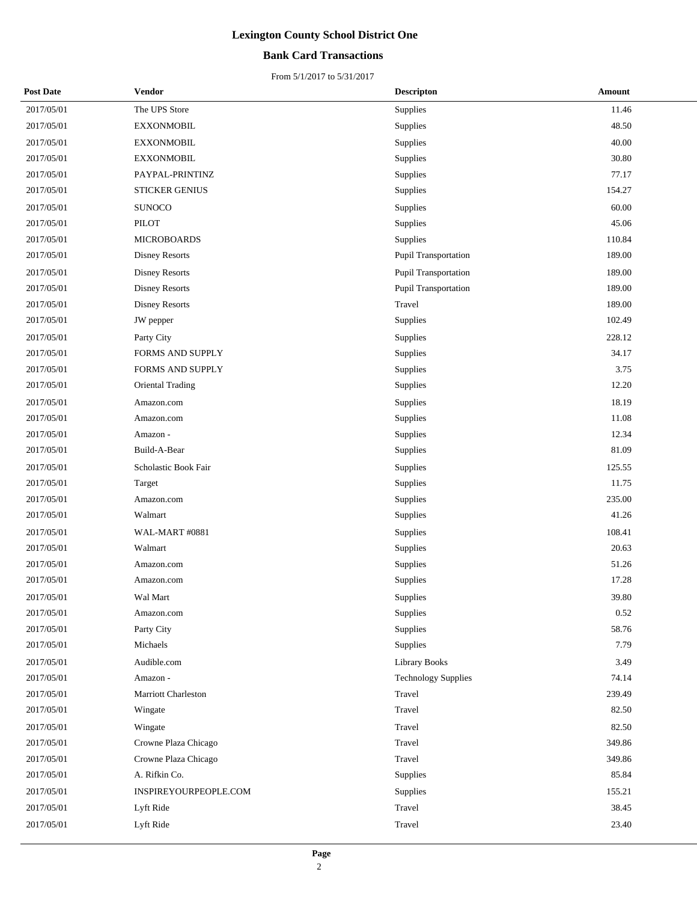# Lexington County School District One

## Bank Card Transactions

From 5/1/2017 to 5/31/2017

| Post Date | Vendor | Descripton | Amount |
|---|---|---|---|
| 2017/05/01 | The UPS Store | Supplies | 11.46 |
| 2017/05/01 | EXXONMOBIL | Supplies | 48.50 |
| 2017/05/01 | EXXONMOBIL | Supplies | 40.00 |
| 2017/05/01 | EXXONMOBIL | Supplies | 30.80 |
| 2017/05/01 | PAYPAL-PRINTINZ | Supplies | 77.17 |
| 2017/05/01 | STICKER GENIUS | Supplies | 154.27 |
| 2017/05/01 | SUNOCO | Supplies | 60.00 |
| 2017/05/01 | PILOT | Supplies | 45.06 |
| 2017/05/01 | MICROBOARDS | Supplies | 110.84 |
| 2017/05/01 | Disney Resorts | Pupil Transportation | 189.00 |
| 2017/05/01 | Disney Resorts | Pupil Transportation | 189.00 |
| 2017/05/01 | Disney Resorts | Pupil Transportation | 189.00 |
| 2017/05/01 | Disney Resorts | Travel | 189.00 |
| 2017/05/01 | JW pepper | Supplies | 102.49 |
| 2017/05/01 | Party City | Supplies | 228.12 |
| 2017/05/01 | FORMS AND SUPPLY | Supplies | 34.17 |
| 2017/05/01 | FORMS AND SUPPLY | Supplies | 3.75 |
| 2017/05/01 | Oriental Trading | Supplies | 12.20 |
| 2017/05/01 | Amazon.com | Supplies | 18.19 |
| 2017/05/01 | Amazon.com | Supplies | 11.08 |
| 2017/05/01 | Amazon - | Supplies | 12.34 |
| 2017/05/01 | Build-A-Bear | Supplies | 81.09 |
| 2017/05/01 | Scholastic Book Fair | Supplies | 125.55 |
| 2017/05/01 | Target | Supplies | 11.75 |
| 2017/05/01 | Amazon.com | Supplies | 235.00 |
| 2017/05/01 | Walmart | Supplies | 41.26 |
| 2017/05/01 | WAL-MART #0881 | Supplies | 108.41 |
| 2017/05/01 | Walmart | Supplies | 20.63 |
| 2017/05/01 | Amazon.com | Supplies | 51.26 |
| 2017/05/01 | Amazon.com | Supplies | 17.28 |
| 2017/05/01 | Wal Mart | Supplies | 39.80 |
| 2017/05/01 | Amazon.com | Supplies | 0.52 |
| 2017/05/01 | Party City | Supplies | 58.76 |
| 2017/05/01 | Michaels | Supplies | 7.79 |
| 2017/05/01 | Audible.com | Library Books | 3.49 |
| 2017/05/01 | Amazon - | Technology Supplies | 74.14 |
| 2017/05/01 | Marriott Charleston | Travel | 239.49 |
| 2017/05/01 | Wingate | Travel | 82.50 |
| 2017/05/01 | Wingate | Travel | 82.50 |
| 2017/05/01 | Crowne Plaza Chicago | Travel | 349.86 |
| 2017/05/01 | Crowne Plaza Chicago | Travel | 349.86 |
| 2017/05/01 | A. Rifkin Co. | Supplies | 85.84 |
| 2017/05/01 | INSPIREYOURPEOPLE.COM | Supplies | 155.21 |
| 2017/05/01 | Lyft Ride | Travel | 38.45 |
| 2017/05/01 | Lyft Ride | Travel | 23.40 |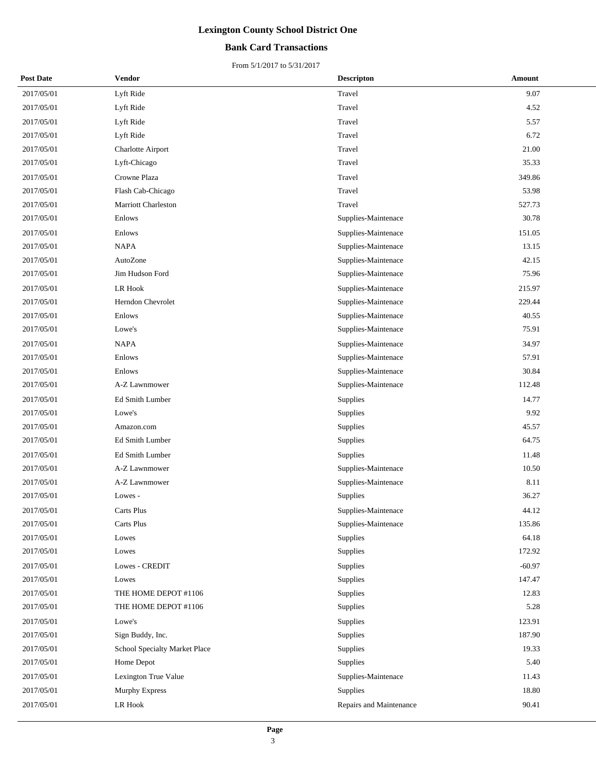# Lexington County School District One

## Bank Card Transactions

From 5/1/2017 to 5/31/2017

| Post Date | Vendor | Descripton | Amount |
|---|---|---|---|
| 2017/05/01 | Lyft Ride | Travel | 9.07 |
| 2017/05/01 | Lyft Ride | Travel | 4.52 |
| 2017/05/01 | Lyft Ride | Travel | 5.57 |
| 2017/05/01 | Lyft Ride | Travel | 6.72 |
| 2017/05/01 | Charlotte Airport | Travel | 21.00 |
| 2017/05/01 | Lyft-Chicago | Travel | 35.33 |
| 2017/05/01 | Crowne Plaza | Travel | 349.86 |
| 2017/05/01 | Flash Cab-Chicago | Travel | 53.98 |
| 2017/05/01 | Marriott Charleston | Travel | 527.73 |
| 2017/05/01 | Enlows | Supplies-Maintenace | 30.78 |
| 2017/05/01 | Enlows | Supplies-Maintenace | 151.05 |
| 2017/05/01 | NAPA | Supplies-Maintenace | 13.15 |
| 2017/05/01 | AutoZone | Supplies-Maintenace | 42.15 |
| 2017/05/01 | Jim Hudson Ford | Supplies-Maintenace | 75.96 |
| 2017/05/01 | LR Hook | Supplies-Maintenace | 215.97 |
| 2017/05/01 | Herndon Chevrolet | Supplies-Maintenace | 229.44 |
| 2017/05/01 | Enlows | Supplies-Maintenace | 40.55 |
| 2017/05/01 | Lowe's | Supplies-Maintenace | 75.91 |
| 2017/05/01 | NAPA | Supplies-Maintenace | 34.97 |
| 2017/05/01 | Enlows | Supplies-Maintenace | 57.91 |
| 2017/05/01 | Enlows | Supplies-Maintenace | 30.84 |
| 2017/05/01 | A-Z Lawnmower | Supplies-Maintenace | 112.48 |
| 2017/05/01 | Ed Smith Lumber | Supplies | 14.77 |
| 2017/05/01 | Lowe's | Supplies | 9.92 |
| 2017/05/01 | Amazon.com | Supplies | 45.57 |
| 2017/05/01 | Ed Smith Lumber | Supplies | 64.75 |
| 2017/05/01 | Ed Smith Lumber | Supplies | 11.48 |
| 2017/05/01 | A-Z Lawnmower | Supplies-Maintenace | 10.50 |
| 2017/05/01 | A-Z Lawnmower | Supplies-Maintenace | 8.11 |
| 2017/05/01 | Lowes - | Supplies | 36.27 |
| 2017/05/01 | Carts Plus | Supplies-Maintenace | 44.12 |
| 2017/05/01 | Carts Plus | Supplies-Maintenace | 135.86 |
| 2017/05/01 | Lowes | Supplies | 64.18 |
| 2017/05/01 | Lowes | Supplies | 172.92 |
| 2017/05/01 | Lowes - CREDIT | Supplies | -60.97 |
| 2017/05/01 | Lowes | Supplies | 147.47 |
| 2017/05/01 | THE HOME DEPOT #1106 | Supplies | 12.83 |
| 2017/05/01 | THE HOME DEPOT #1106 | Supplies | 5.28 |
| 2017/05/01 | Lowe's | Supplies | 123.91 |
| 2017/05/01 | Sign Buddy, Inc. | Supplies | 187.90 |
| 2017/05/01 | School Specialty Market Place | Supplies | 19.33 |
| 2017/05/01 | Home Depot | Supplies | 5.40 |
| 2017/05/01 | Lexington True Value | Supplies-Maintenace | 11.43 |
| 2017/05/01 | Murphy Express | Supplies | 18.80 |
| 2017/05/01 | LR Hook | Repairs and Maintenance | 90.41 |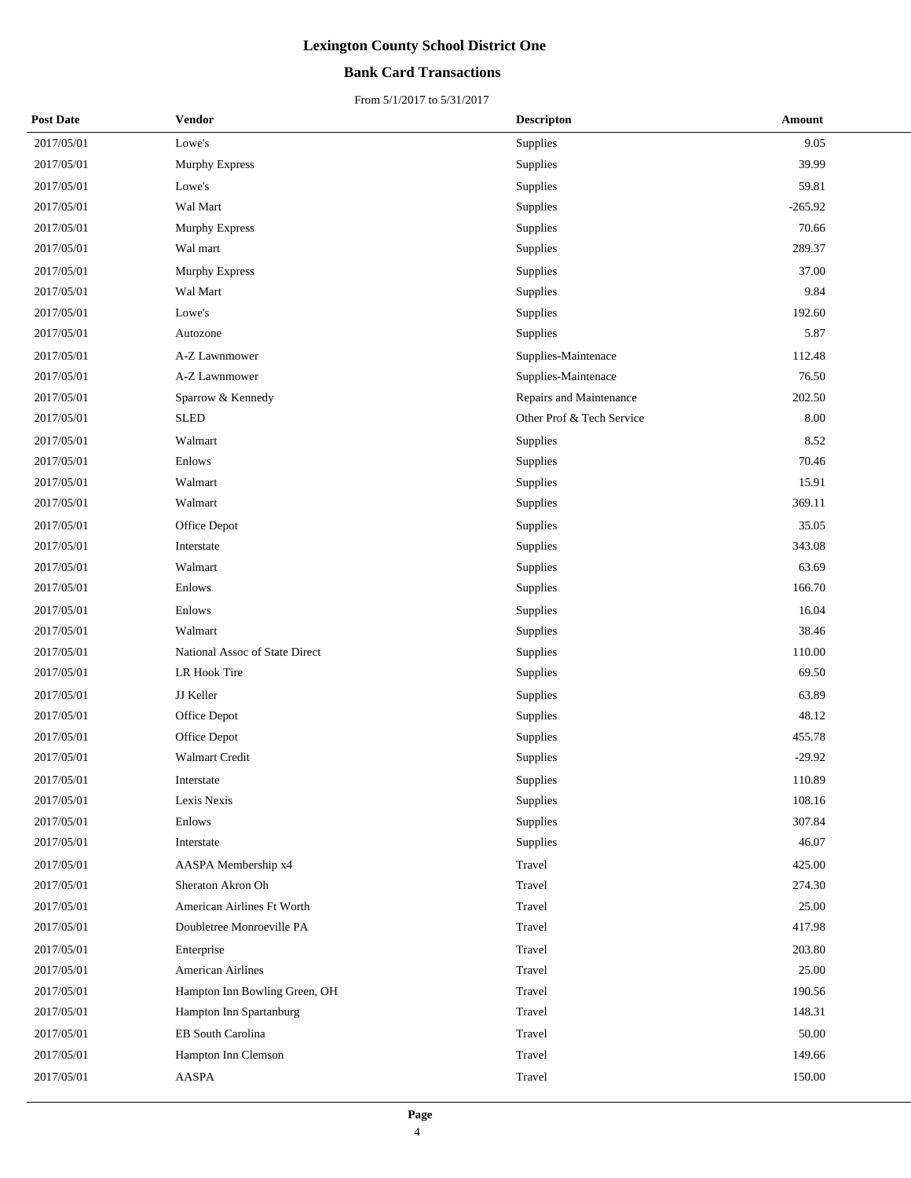# Lexington County School District One

## Bank Card Transactions

From 5/1/2017 to 5/31/2017

| Post Date | Vendor | Descripton | Amount |
|---|---|---|---|
| 2017/05/01 | Lowe's | Supplies | 9.05 |
| 2017/05/01 | Murphy Express | Supplies | 39.99 |
| 2017/05/01 | Lowe's | Supplies | 59.81 |
| 2017/05/01 | Wal Mart | Supplies | -265.92 |
| 2017/05/01 | Murphy Express | Supplies | 70.66 |
| 2017/05/01 | Wal mart | Supplies | 289.37 |
| 2017/05/01 | Murphy Express | Supplies | 37.00 |
| 2017/05/01 | Wal Mart | Supplies | 9.84 |
| 2017/05/01 | Lowe's | Supplies | 192.60 |
| 2017/05/01 | Autozone | Supplies | 5.87 |
| 2017/05/01 | A-Z Lawnmower | Supplies-Maintenace | 112.48 |
| 2017/05/01 | A-Z Lawnmower | Supplies-Maintenace | 76.50 |
| 2017/05/01 | Sparrow & Kennedy | Repairs and Maintenance | 202.50 |
| 2017/05/01 | SLED | Other Prof & Tech Service | 8.00 |
| 2017/05/01 | Walmart | Supplies | 8.52 |
| 2017/05/01 | Enlows | Supplies | 70.46 |
| 2017/05/01 | Walmart | Supplies | 15.91 |
| 2017/05/01 | Walmart | Supplies | 369.11 |
| 2017/05/01 | Office Depot | Supplies | 35.05 |
| 2017/05/01 | Interstate | Supplies | 343.08 |
| 2017/05/01 | Walmart | Supplies | 63.69 |
| 2017/05/01 | Enlows | Supplies | 166.70 |
| 2017/05/01 | Enlows | Supplies | 16.04 |
| 2017/05/01 | Walmart | Supplies | 38.46 |
| 2017/05/01 | National Assoc of State Direct | Supplies | 110.00 |
| 2017/05/01 | LR Hook Tire | Supplies | 69.50 |
| 2017/05/01 | JJ Keller | Supplies | 63.89 |
| 2017/05/01 | Office Depot | Supplies | 48.12 |
| 2017/05/01 | Office Depot | Supplies | 455.78 |
| 2017/05/01 | Walmart Credit | Supplies | -29.92 |
| 2017/05/01 | Interstate | Supplies | 110.89 |
| 2017/05/01 | Lexis Nexis | Supplies | 108.16 |
| 2017/05/01 | Enlows | Supplies | 307.84 |
| 2017/05/01 | Interstate | Supplies | 46.07 |
| 2017/05/01 | AASPA Membership x4 | Travel | 425.00 |
| 2017/05/01 | Sheraton Akron Oh | Travel | 274.30 |
| 2017/05/01 | American Airlines Ft Worth | Travel | 25.00 |
| 2017/05/01 | Doubletree Monroeville PA | Travel | 417.98 |
| 2017/05/01 | Enterprise | Travel | 203.80 |
| 2017/05/01 | American Airlines | Travel | 25.00 |
| 2017/05/01 | Hampton Inn Bowling Green, OH | Travel | 190.56 |
| 2017/05/01 | Hampton Inn Spartanburg | Travel | 148.31 |
| 2017/05/01 | EB South Carolina | Travel | 50.00 |
| 2017/05/01 | Hampton Inn Clemson | Travel | 149.66 |
| 2017/05/01 | AASPA | Travel | 150.00 |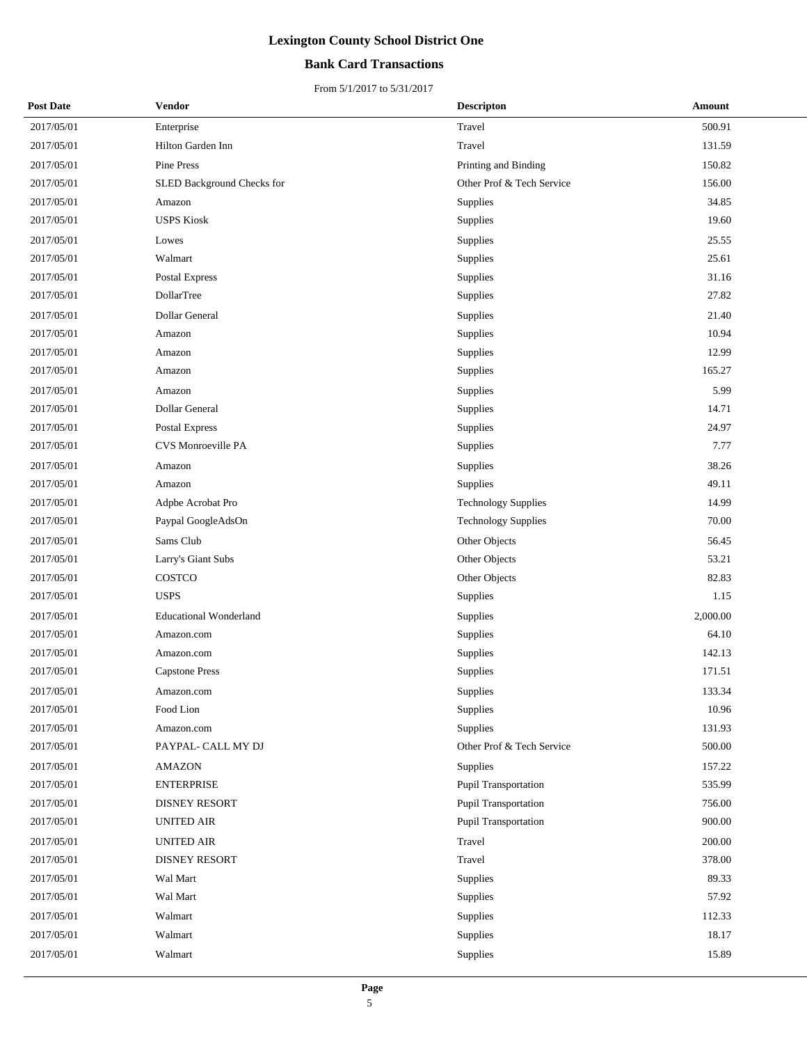# Lexington County School District One

## Bank Card Transactions

From 5/1/2017 to 5/31/2017

| Post Date | Vendor | Descripton | Amount |
|---|---|---|---|
| 2017/05/01 | Enterprise | Travel | 500.91 |
| 2017/05/01 | Hilton Garden Inn | Travel | 131.59 |
| 2017/05/01 | Pine Press | Printing and Binding | 150.82 |
| 2017/05/01 | SLED Background Checks for | Other Prof & Tech Service | 156.00 |
| 2017/05/01 | Amazon | Supplies | 34.85 |
| 2017/05/01 | USPS Kiosk | Supplies | 19.60 |
| 2017/05/01 | Lowes | Supplies | 25.55 |
| 2017/05/01 | Walmart | Supplies | 25.61 |
| 2017/05/01 | Postal Express | Supplies | 31.16 |
| 2017/05/01 | DollarTree | Supplies | 27.82 |
| 2017/05/01 | Dollar General | Supplies | 21.40 |
| 2017/05/01 | Amazon | Supplies | 10.94 |
| 2017/05/01 | Amazon | Supplies | 12.99 |
| 2017/05/01 | Amazon | Supplies | 165.27 |
| 2017/05/01 | Amazon | Supplies | 5.99 |
| 2017/05/01 | Dollar General | Supplies | 14.71 |
| 2017/05/01 | Postal Express | Supplies | 24.97 |
| 2017/05/01 | CVS Monroeville PA | Supplies | 7.77 |
| 2017/05/01 | Amazon | Supplies | 38.26 |
| 2017/05/01 | Amazon | Supplies | 49.11 |
| 2017/05/01 | Adpbe Acrobat Pro | Technology Supplies | 14.99 |
| 2017/05/01 | Paypal GoogleAdsOn | Technology Supplies | 70.00 |
| 2017/05/01 | Sams Club | Other Objects | 56.45 |
| 2017/05/01 | Larry's Giant Subs | Other Objects | 53.21 |
| 2017/05/01 | COSTCO | Other Objects | 82.83 |
| 2017/05/01 | USPS | Supplies | 1.15 |
| 2017/05/01 | Educational Wonderland | Supplies | 2,000.00 |
| 2017/05/01 | Amazon.com | Supplies | 64.10 |
| 2017/05/01 | Amazon.com | Supplies | 142.13 |
| 2017/05/01 | Capstone Press | Supplies | 171.51 |
| 2017/05/01 | Amazon.com | Supplies | 133.34 |
| 2017/05/01 | Food Lion | Supplies | 10.96 |
| 2017/05/01 | Amazon.com | Supplies | 131.93 |
| 2017/05/01 | PAYPAL- CALL MY DJ | Other Prof & Tech Service | 500.00 |
| 2017/05/01 | AMAZON | Supplies | 157.22 |
| 2017/05/01 | ENTERPRISE | Pupil Transportation | 535.99 |
| 2017/05/01 | DISNEY RESORT | Pupil Transportation | 756.00 |
| 2017/05/01 | UNITED AIR | Pupil Transportation | 900.00 |
| 2017/05/01 | UNITED AIR | Travel | 200.00 |
| 2017/05/01 | DISNEY RESORT | Travel | 378.00 |
| 2017/05/01 | Wal Mart | Supplies | 89.33 |
| 2017/05/01 | Wal Mart | Supplies | 57.92 |
| 2017/05/01 | Walmart | Supplies | 112.33 |
| 2017/05/01 | Walmart | Supplies | 18.17 |
| 2017/05/01 | Walmart | Supplies | 15.89 |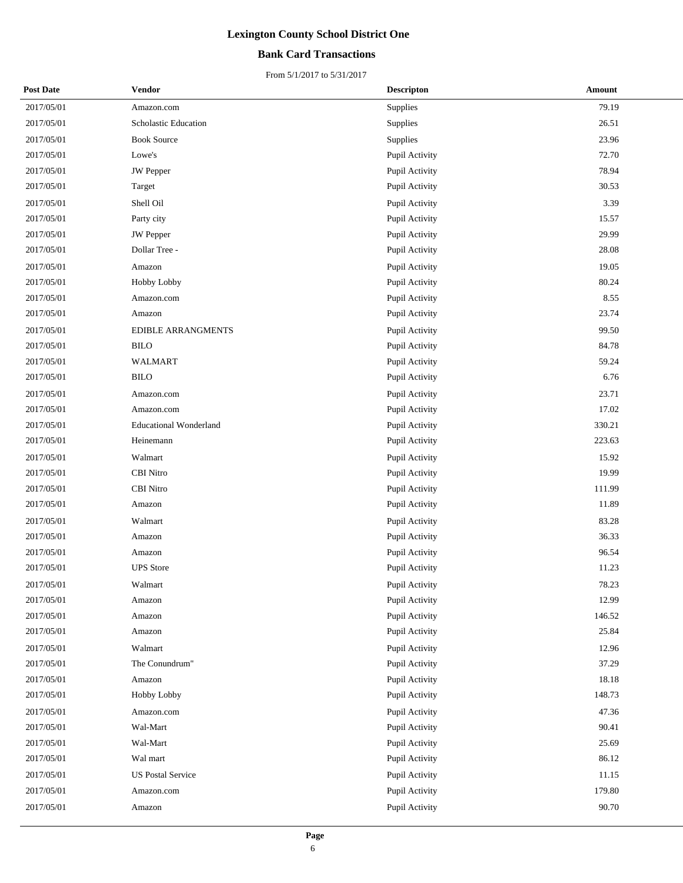# Lexington County School District One

## Bank Card Transactions

From 5/1/2017 to 5/31/2017

| Post Date | Vendor | Descripton | Amount |
|---|---|---|---|
| 2017/05/01 | Amazon.com | Supplies | 79.19 |
| 2017/05/01 | Scholastic Education | Supplies | 26.51 |
| 2017/05/01 | Book Source | Supplies | 23.96 |
| 2017/05/01 | Lowe's | Pupil Activity | 72.70 |
| 2017/05/01 | JW Pepper | Pupil Activity | 78.94 |
| 2017/05/01 | Target | Pupil Activity | 30.53 |
| 2017/05/01 | Shell Oil | Pupil Activity | 3.39 |
| 2017/05/01 | Party city | Pupil Activity | 15.57 |
| 2017/05/01 | JW Pepper | Pupil Activity | 29.99 |
| 2017/05/01 | Dollar Tree - | Pupil Activity | 28.08 |
| 2017/05/01 | Amazon | Pupil Activity | 19.05 |
| 2017/05/01 | Hobby Lobby | Pupil Activity | 80.24 |
| 2017/05/01 | Amazon.com | Pupil Activity | 8.55 |
| 2017/05/01 | Amazon | Pupil Activity | 23.74 |
| 2017/05/01 | EDIBLE ARRANGMENTS | Pupil Activity | 99.50 |
| 2017/05/01 | BILO | Pupil Activity | 84.78 |
| 2017/05/01 | WALMART | Pupil Activity | 59.24 |
| 2017/05/01 | BILO | Pupil Activity | 6.76 |
| 2017/05/01 | Amazon.com | Pupil Activity | 23.71 |
| 2017/05/01 | Amazon.com | Pupil Activity | 17.02 |
| 2017/05/01 | Educational Wonderland | Pupil Activity | 330.21 |
| 2017/05/01 | Heinemann | Pupil Activity | 223.63 |
| 2017/05/01 | Walmart | Pupil Activity | 15.92 |
| 2017/05/01 | CBI Nitro | Pupil Activity | 19.99 |
| 2017/05/01 | CBI Nitro | Pupil Activity | 111.99 |
| 2017/05/01 | Amazon | Pupil Activity | 11.89 |
| 2017/05/01 | Walmart | Pupil Activity | 83.28 |
| 2017/05/01 | Amazon | Pupil Activity | 36.33 |
| 2017/05/01 | Amazon | Pupil Activity | 96.54 |
| 2017/05/01 | UPS Store | Pupil Activity | 11.23 |
| 2017/05/01 | Walmart | Pupil Activity | 78.23 |
| 2017/05/01 | Amazon | Pupil Activity | 12.99 |
| 2017/05/01 | Amazon | Pupil Activity | 146.52 |
| 2017/05/01 | Amazon | Pupil Activity | 25.84 |
| 2017/05/01 | Walmart | Pupil Activity | 12.96 |
| 2017/05/01 | The Conundrum" | Pupil Activity | 37.29 |
| 2017/05/01 | Amazon | Pupil Activity | 18.18 |
| 2017/05/01 | Hobby Lobby | Pupil Activity | 148.73 |
| 2017/05/01 | Amazon.com | Pupil Activity | 47.36 |
| 2017/05/01 | Wal-Mart | Pupil Activity | 90.41 |
| 2017/05/01 | Wal-Mart | Pupil Activity | 25.69 |
| 2017/05/01 | Wal mart | Pupil Activity | 86.12 |
| 2017/05/01 | US Postal Service | Pupil Activity | 11.15 |
| 2017/05/01 | Amazon.com | Pupil Activity | 179.80 |
| 2017/05/01 | Amazon | Pupil Activity | 90.70 |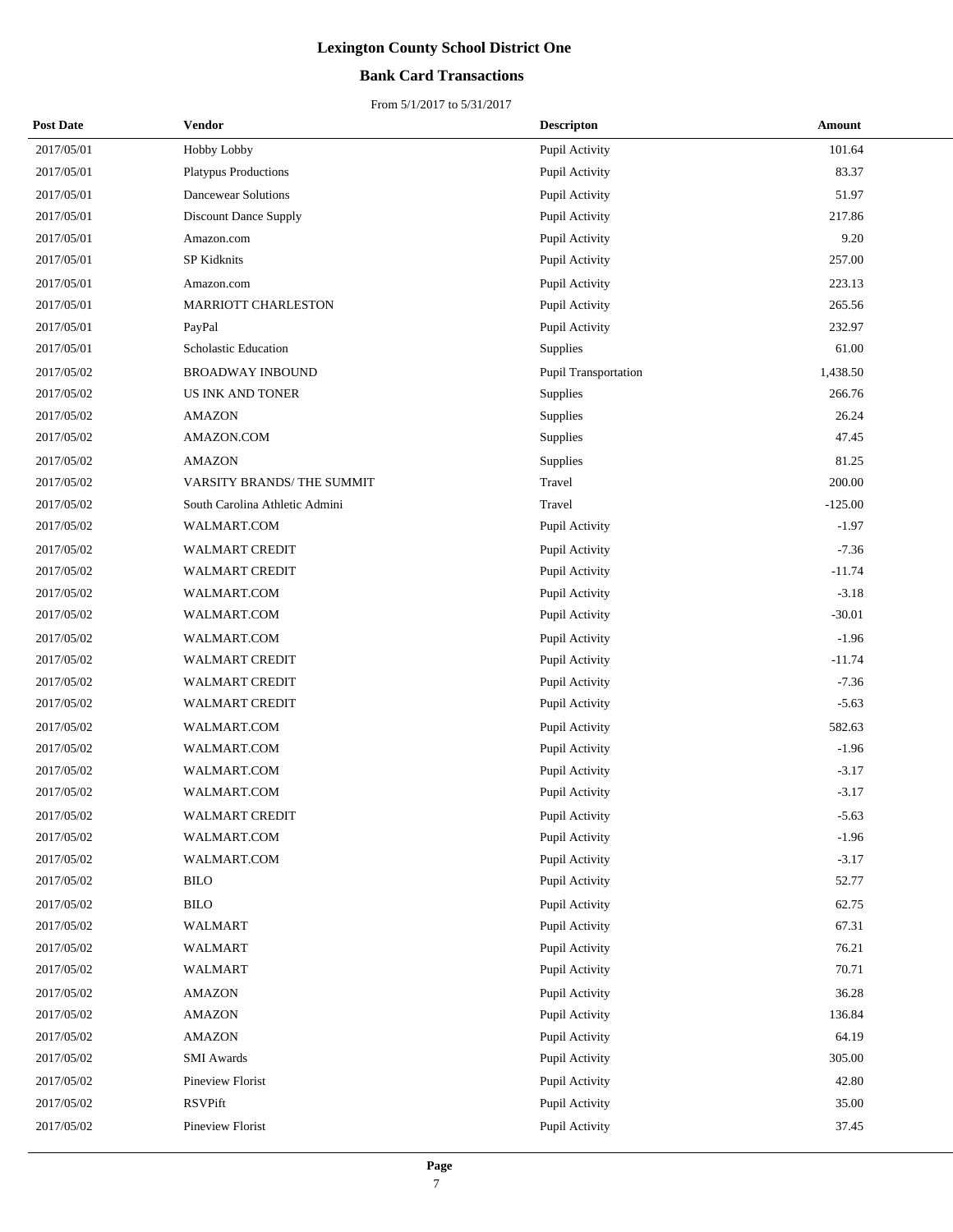# Lexington County School District One

## Bank Card Transactions

From 5/1/2017 to 5/31/2017

| Post Date | Vendor | Descripton | Amount |
|---|---|---|---|
| 2017/05/01 | Hobby Lobby | Pupil Activity | 101.64 |
| 2017/05/01 | Platypus Productions | Pupil Activity | 83.37 |
| 2017/05/01 | Dancewear Solutions | Pupil Activity | 51.97 |
| 2017/05/01 | Discount Dance Supply | Pupil Activity | 217.86 |
| 2017/05/01 | Amazon.com | Pupil Activity | 9.20 |
| 2017/05/01 | SP Kidknits | Pupil Activity | 257.00 |
| 2017/05/01 | Amazon.com | Pupil Activity | 223.13 |
| 2017/05/01 | MARRIOTT CHARLESTON | Pupil Activity | 265.56 |
| 2017/05/01 | PayPal | Pupil Activity | 232.97 |
| 2017/05/01 | Scholastic Education | Supplies | 61.00 |
| 2017/05/02 | BROADWAY INBOUND | Pupil Transportation | 1,438.50 |
| 2017/05/02 | US INK AND TONER | Supplies | 266.76 |
| 2017/05/02 | AMAZON | Supplies | 26.24 |
| 2017/05/02 | AMAZON.COM | Supplies | 47.45 |
| 2017/05/02 | AMAZON | Supplies | 81.25 |
| 2017/05/02 | VARSITY BRANDS/ THE SUMMIT | Travel | 200.00 |
| 2017/05/02 | South Carolina Athletic Admini | Travel | -125.00 |
| 2017/05/02 | WALMART.COM | Pupil Activity | -1.97 |
| 2017/05/02 | WALMART CREDIT | Pupil Activity | -7.36 |
| 2017/05/02 | WALMART CREDIT | Pupil Activity | -11.74 |
| 2017/05/02 | WALMART.COM | Pupil Activity | -3.18 |
| 2017/05/02 | WALMART.COM | Pupil Activity | -30.01 |
| 2017/05/02 | WALMART.COM | Pupil Activity | -1.96 |
| 2017/05/02 | WALMART CREDIT | Pupil Activity | -11.74 |
| 2017/05/02 | WALMART CREDIT | Pupil Activity | -7.36 |
| 2017/05/02 | WALMART CREDIT | Pupil Activity | -5.63 |
| 2017/05/02 | WALMART.COM | Pupil Activity | 582.63 |
| 2017/05/02 | WALMART.COM | Pupil Activity | -1.96 |
| 2017/05/02 | WALMART.COM | Pupil Activity | -3.17 |
| 2017/05/02 | WALMART.COM | Pupil Activity | -3.17 |
| 2017/05/02 | WALMART CREDIT | Pupil Activity | -5.63 |
| 2017/05/02 | WALMART.COM | Pupil Activity | -1.96 |
| 2017/05/02 | WALMART.COM | Pupil Activity | -3.17 |
| 2017/05/02 | BILO | Pupil Activity | 52.77 |
| 2017/05/02 | BILO | Pupil Activity | 62.75 |
| 2017/05/02 | WALMART | Pupil Activity | 67.31 |
| 2017/05/02 | WALMART | Pupil Activity | 76.21 |
| 2017/05/02 | WALMART | Pupil Activity | 70.71 |
| 2017/05/02 | AMAZON | Pupil Activity | 36.28 |
| 2017/05/02 | AMAZON | Pupil Activity | 136.84 |
| 2017/05/02 | AMAZON | Pupil Activity | 64.19 |
| 2017/05/02 | SMI Awards | Pupil Activity | 305.00 |
| 2017/05/02 | Pineview Florist | Pupil Activity | 42.80 |
| 2017/05/02 | RSVPift | Pupil Activity | 35.00 |
| 2017/05/02 | Pineview Florist | Pupil Activity | 37.45 |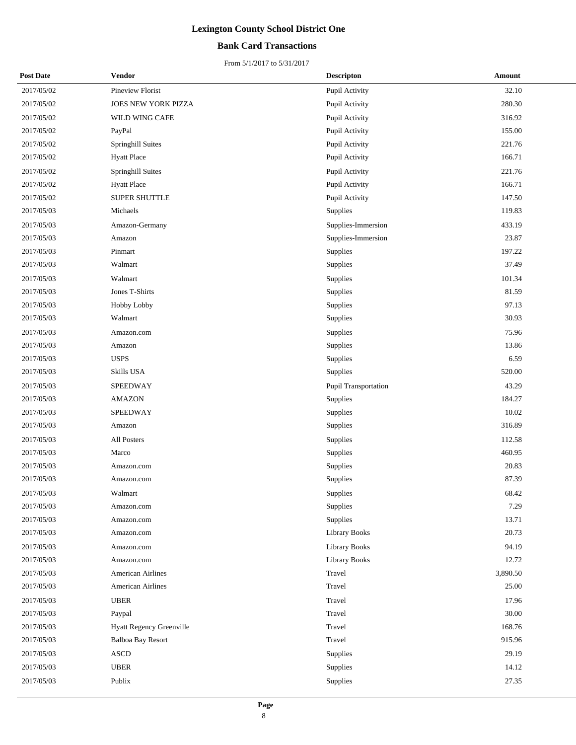# Lexington County School District One

## Bank Card Transactions

From 5/1/2017 to 5/31/2017

| Post Date | Vendor | Descripton | Amount |
|---|---|---|---|
| 2017/05/02 | Pineview Florist | Pupil Activity | 32.10 |
| 2017/05/02 | JOES NEW YORK PIZZA | Pupil Activity | 280.30 |
| 2017/05/02 | WILD WING CAFE | Pupil Activity | 316.92 |
| 2017/05/02 | PayPal | Pupil Activity | 155.00 |
| 2017/05/02 | Springhill Suites | Pupil Activity | 221.76 |
| 2017/05/02 | Hyatt Place | Pupil Activity | 166.71 |
| 2017/05/02 | Springhill Suites | Pupil Activity | 221.76 |
| 2017/05/02 | Hyatt Place | Pupil Activity | 166.71 |
| 2017/05/02 | SUPER SHUTTLE | Pupil Activity | 147.50 |
| 2017/05/03 | Michaels | Supplies | 119.83 |
| 2017/05/03 | Amazon-Germany | Supplies-Immersion | 433.19 |
| 2017/05/03 | Amazon | Supplies-Immersion | 23.87 |
| 2017/05/03 | Pinmart | Supplies | 197.22 |
| 2017/05/03 | Walmart | Supplies | 37.49 |
| 2017/05/03 | Walmart | Supplies | 101.34 |
| 2017/05/03 | Jones T-Shirts | Supplies | 81.59 |
| 2017/05/03 | Hobby Lobby | Supplies | 97.13 |
| 2017/05/03 | Walmart | Supplies | 30.93 |
| 2017/05/03 | Amazon.com | Supplies | 75.96 |
| 2017/05/03 | Amazon | Supplies | 13.86 |
| 2017/05/03 | USPS | Supplies | 6.59 |
| 2017/05/03 | Skills USA | Supplies | 520.00 |
| 2017/05/03 | SPEEDWAY | Pupil Transportation | 43.29 |
| 2017/05/03 | AMAZON | Supplies | 184.27 |
| 2017/05/03 | SPEEDWAY | Supplies | 10.02 |
| 2017/05/03 | Amazon | Supplies | 316.89 |
| 2017/05/03 | All Posters | Supplies | 112.58 |
| 2017/05/03 | Marco | Supplies | 460.95 |
| 2017/05/03 | Amazon.com | Supplies | 20.83 |
| 2017/05/03 | Amazon.com | Supplies | 87.39 |
| 2017/05/03 | Walmart | Supplies | 68.42 |
| 2017/05/03 | Amazon.com | Supplies | 7.29 |
| 2017/05/03 | Amazon.com | Supplies | 13.71 |
| 2017/05/03 | Amazon.com | Library Books | 20.73 |
| 2017/05/03 | Amazon.com | Library Books | 94.19 |
| 2017/05/03 | Amazon.com | Library Books | 12.72 |
| 2017/05/03 | American Airlines | Travel | 3,890.50 |
| 2017/05/03 | American Airlines | Travel | 25.00 |
| 2017/05/03 | UBER | Travel | 17.96 |
| 2017/05/03 | Paypal | Travel | 30.00 |
| 2017/05/03 | Hyatt Regency Greenville | Travel | 168.76 |
| 2017/05/03 | Balboa Bay Resort | Travel | 915.96 |
| 2017/05/03 | ASCD | Supplies | 29.19 |
| 2017/05/03 | UBER | Supplies | 14.12 |
| 2017/05/03 | Publix | Supplies | 27.35 |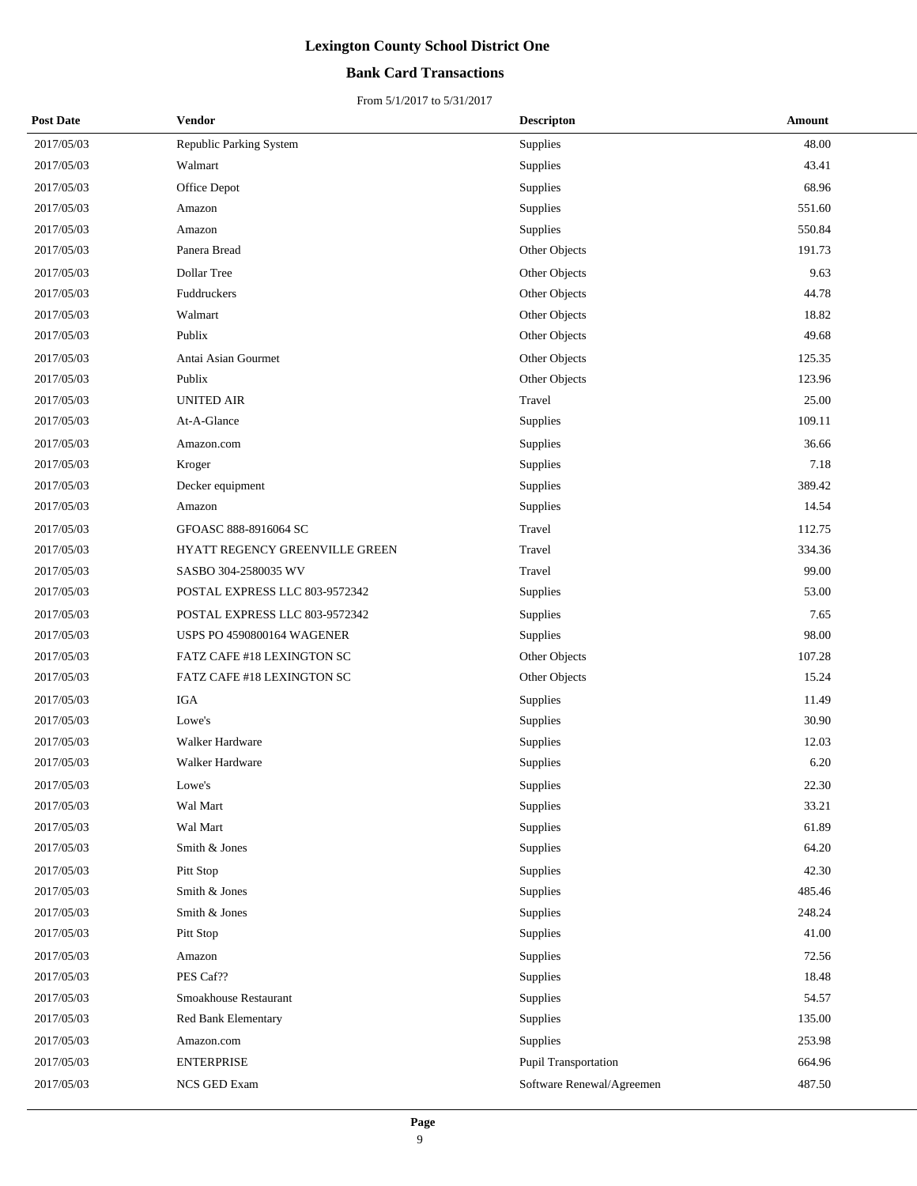# Lexington County School District One

## Bank Card Transactions

From 5/1/2017 to 5/31/2017

| Post Date | Vendor | Descripton | Amount |
|---|---|---|---|
| 2017/05/03 | Republic Parking System | Supplies | 48.00 |
| 2017/05/03 | Walmart | Supplies | 43.41 |
| 2017/05/03 | Office Depot | Supplies | 68.96 |
| 2017/05/03 | Amazon | Supplies | 551.60 |
| 2017/05/03 | Amazon | Supplies | 550.84 |
| 2017/05/03 | Panera Bread | Other Objects | 191.73 |
| 2017/05/03 | Dollar Tree | Other Objects | 9.63 |
| 2017/05/03 | Fuddruckers | Other Objects | 44.78 |
| 2017/05/03 | Walmart | Other Objects | 18.82 |
| 2017/05/03 | Publix | Other Objects | 49.68 |
| 2017/05/03 | Antai Asian Gourmet | Other Objects | 125.35 |
| 2017/05/03 | Publix | Other Objects | 123.96 |
| 2017/05/03 | UNITED AIR | Travel | 25.00 |
| 2017/05/03 | At-A-Glance | Supplies | 109.11 |
| 2017/05/03 | Amazon.com | Supplies | 36.66 |
| 2017/05/03 | Kroger | Supplies | 7.18 |
| 2017/05/03 | Decker equipment | Supplies | 389.42 |
| 2017/05/03 | Amazon | Supplies | 14.54 |
| 2017/05/03 | GFOASC 888-8916064 SC | Travel | 112.75 |
| 2017/05/03 | HYATT REGENCY GREENVILLE GREEN | Travel | 334.36 |
| 2017/05/03 | SASBO 304-2580035 WV | Travel | 99.00 |
| 2017/05/03 | POSTAL EXPRESS LLC 803-9572342 | Supplies | 53.00 |
| 2017/05/03 | POSTAL EXPRESS LLC 803-9572342 | Supplies | 7.65 |
| 2017/05/03 | USPS PO 4590800164 WAGENER | Supplies | 98.00 |
| 2017/05/03 | FATZ CAFE #18 LEXINGTON SC | Other Objects | 107.28 |
| 2017/05/03 | FATZ CAFE #18 LEXINGTON SC | Other Objects | 15.24 |
| 2017/05/03 | IGA | Supplies | 11.49 |
| 2017/05/03 | Lowe's | Supplies | 30.90 |
| 2017/05/03 | Walker Hardware | Supplies | 12.03 |
| 2017/05/03 | Walker Hardware | Supplies | 6.20 |
| 2017/05/03 | Lowe's | Supplies | 22.30 |
| 2017/05/03 | Wal Mart | Supplies | 33.21 |
| 2017/05/03 | Wal Mart | Supplies | 61.89 |
| 2017/05/03 | Smith & Jones | Supplies | 64.20 |
| 2017/05/03 | Pitt Stop | Supplies | 42.30 |
| 2017/05/03 | Smith & Jones | Supplies | 485.46 |
| 2017/05/03 | Smith & Jones | Supplies | 248.24 |
| 2017/05/03 | Pitt Stop | Supplies | 41.00 |
| 2017/05/03 | Amazon | Supplies | 72.56 |
| 2017/05/03 | PES Caf?? | Supplies | 18.48 |
| 2017/05/03 | Smoakhouse Restaurant | Supplies | 54.57 |
| 2017/05/03 | Red Bank Elementary | Supplies | 135.00 |
| 2017/05/03 | Amazon.com | Supplies | 253.98 |
| 2017/05/03 | ENTERPRISE | Pupil Transportation | 664.96 |
| 2017/05/03 | NCS GED Exam | Software Renewal/Agreemen | 487.50 |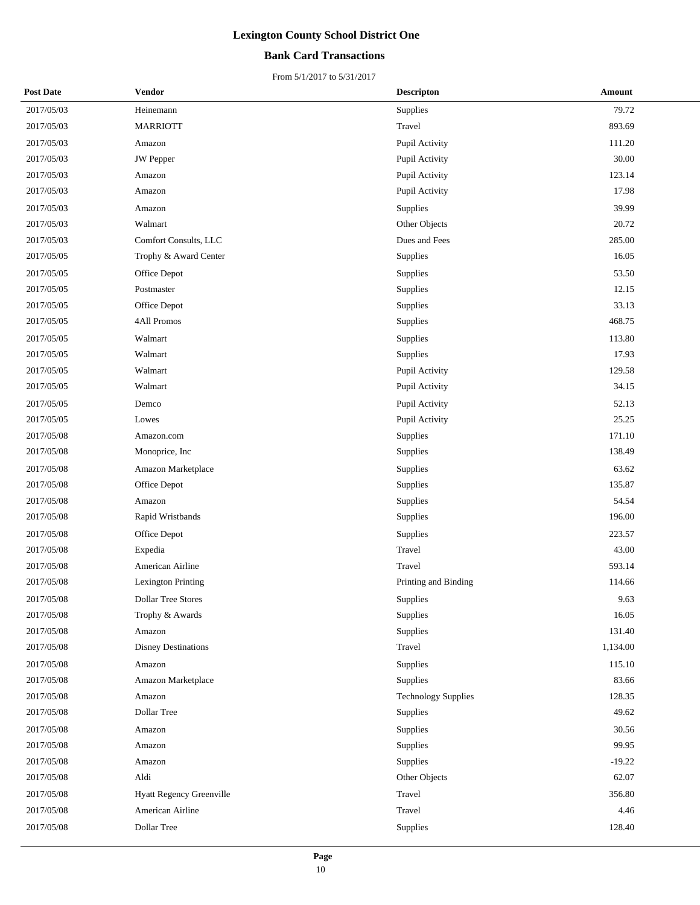# Lexington County School District One

## Bank Card Transactions

From 5/1/2017 to 5/31/2017

| Post Date | Vendor | Descripton | Amount |
|---|---|---|---|
| 2017/05/03 | Heinemann | Supplies | 79.72 |
| 2017/05/03 | MARRIOTT | Travel | 893.69 |
| 2017/05/03 | Amazon | Pupil Activity | 111.20 |
| 2017/05/03 | JW Pepper | Pupil Activity | 30.00 |
| 2017/05/03 | Amazon | Pupil Activity | 123.14 |
| 2017/05/03 | Amazon | Pupil Activity | 17.98 |
| 2017/05/03 | Amazon | Supplies | 39.99 |
| 2017/05/03 | Walmart | Other Objects | 20.72 |
| 2017/05/03 | Comfort Consults, LLC | Dues and Fees | 285.00 |
| 2017/05/05 | Trophy & Award Center | Supplies | 16.05 |
| 2017/05/05 | Office Depot | Supplies | 53.50 |
| 2017/05/05 | Postmaster | Supplies | 12.15 |
| 2017/05/05 | Office Depot | Supplies | 33.13 |
| 2017/05/05 | 4All Promos | Supplies | 468.75 |
| 2017/05/05 | Walmart | Supplies | 113.80 |
| 2017/05/05 | Walmart | Supplies | 17.93 |
| 2017/05/05 | Walmart | Pupil Activity | 129.58 |
| 2017/05/05 | Walmart | Pupil Activity | 34.15 |
| 2017/05/05 | Demco | Pupil Activity | 52.13 |
| 2017/05/05 | Lowes | Pupil Activity | 25.25 |
| 2017/05/08 | Amazon.com | Supplies | 171.10 |
| 2017/05/08 | Monoprice, Inc | Supplies | 138.49 |
| 2017/05/08 | Amazon Marketplace | Supplies | 63.62 |
| 2017/05/08 | Office Depot | Supplies | 135.87 |
| 2017/05/08 | Amazon | Supplies | 54.54 |
| 2017/05/08 | Rapid Wristbands | Supplies | 196.00 |
| 2017/05/08 | Office Depot | Supplies | 223.57 |
| 2017/05/08 | Expedia | Travel | 43.00 |
| 2017/05/08 | American Airline | Travel | 593.14 |
| 2017/05/08 | Lexington Printing | Printing and Binding | 114.66 |
| 2017/05/08 | Dollar Tree Stores | Supplies | 9.63 |
| 2017/05/08 | Trophy & Awards | Supplies | 16.05 |
| 2017/05/08 | Amazon | Supplies | 131.40 |
| 2017/05/08 | Disney Destinations | Travel | 1,134.00 |
| 2017/05/08 | Amazon | Supplies | 115.10 |
| 2017/05/08 | Amazon Marketplace | Supplies | 83.66 |
| 2017/05/08 | Amazon | Technology Supplies | 128.35 |
| 2017/05/08 | Dollar Tree | Supplies | 49.62 |
| 2017/05/08 | Amazon | Supplies | 30.56 |
| 2017/05/08 | Amazon | Supplies | 99.95 |
| 2017/05/08 | Amazon | Supplies | -19.22 |
| 2017/05/08 | Aldi | Other Objects | 62.07 |
| 2017/05/08 | Hyatt Regency Greenville | Travel | 356.80 |
| 2017/05/08 | American Airline | Travel | 4.46 |
| 2017/05/08 | Dollar Tree | Supplies | 128.40 |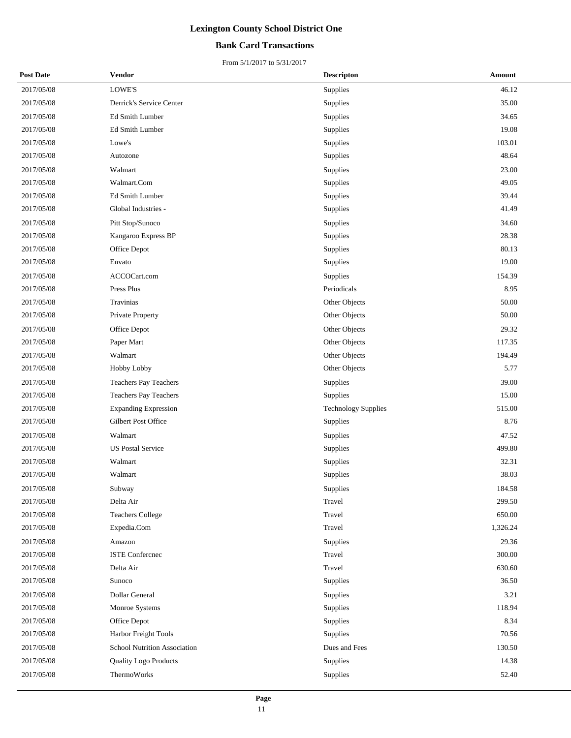# Lexington County School District One

## Bank Card Transactions

From 5/1/2017 to 5/31/2017

| Post Date | Vendor | Descripton | Amount |
|---|---|---|---|
| 2017/05/08 | LOWE'S | Supplies | 46.12 |
| 2017/05/08 | Derrick's Service Center | Supplies | 35.00 |
| 2017/05/08 | Ed Smith Lumber | Supplies | 34.65 |
| 2017/05/08 | Ed Smith Lumber | Supplies | 19.08 |
| 2017/05/08 | Lowe's | Supplies | 103.01 |
| 2017/05/08 | Autozone | Supplies | 48.64 |
| 2017/05/08 | Walmart | Supplies | 23.00 |
| 2017/05/08 | Walmart.Com | Supplies | 49.05 |
| 2017/05/08 | Ed Smith Lumber | Supplies | 39.44 |
| 2017/05/08 | Global Industries - | Supplies | 41.49 |
| 2017/05/08 | Pitt Stop/Sunoco | Supplies | 34.60 |
| 2017/05/08 | Kangaroo Express BP | Supplies | 28.38 |
| 2017/05/08 | Office Depot | Supplies | 80.13 |
| 2017/05/08 | Envato | Supplies | 19.00 |
| 2017/05/08 | ACCOCart.com | Supplies | 154.39 |
| 2017/05/08 | Press Plus | Periodicals | 8.95 |
| 2017/05/08 | Travinias | Other Objects | 50.00 |
| 2017/05/08 | Private Property | Other Objects | 50.00 |
| 2017/05/08 | Office Depot | Other Objects | 29.32 |
| 2017/05/08 | Paper Mart | Other Objects | 117.35 |
| 2017/05/08 | Walmart | Other Objects | 194.49 |
| 2017/05/08 | Hobby Lobby | Other Objects | 5.77 |
| 2017/05/08 | Teachers Pay Teachers | Supplies | 39.00 |
| 2017/05/08 | Teachers Pay Teachers | Supplies | 15.00 |
| 2017/05/08 | Expanding Expression | Technology Supplies | 515.00 |
| 2017/05/08 | Gilbert Post Office | Supplies | 8.76 |
| 2017/05/08 | Walmart | Supplies | 47.52 |
| 2017/05/08 | US Postal Service | Supplies | 499.80 |
| 2017/05/08 | Walmart | Supplies | 32.31 |
| 2017/05/08 | Walmart | Supplies | 38.03 |
| 2017/05/08 | Subway | Supplies | 184.58 |
| 2017/05/08 | Delta Air | Travel | 299.50 |
| 2017/05/08 | Teachers College | Travel | 650.00 |
| 2017/05/08 | Expedia.Com | Travel | 1,326.24 |
| 2017/05/08 | Amazon | Supplies | 29.36 |
| 2017/05/08 | ISTE Confercnec | Travel | 300.00 |
| 2017/05/08 | Delta Air | Travel | 630.60 |
| 2017/05/08 | Sunoco | Supplies | 36.50 |
| 2017/05/08 | Dollar General | Supplies | 3.21 |
| 2017/05/08 | Monroe Systems | Supplies | 118.94 |
| 2017/05/08 | Office Depot | Supplies | 8.34 |
| 2017/05/08 | Harbor Freight Tools | Supplies | 70.56 |
| 2017/05/08 | School Nutrition Association | Dues and Fees | 130.50 |
| 2017/05/08 | Quality Logo Products | Supplies | 14.38 |
| 2017/05/08 | ThermoWorks | Supplies | 52.40 |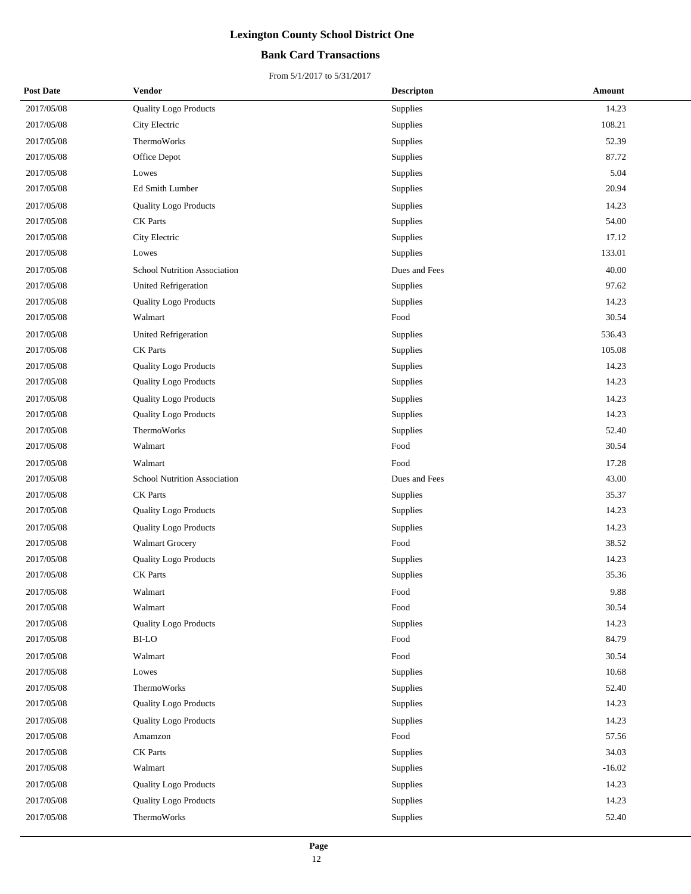# Lexington County School District One

## Bank Card Transactions

From 5/1/2017 to 5/31/2017

| Post Date | Vendor | Descripton | Amount |
|---|---|---|---|
| 2017/05/08 | Quality Logo Products | Supplies | 14.23 |
| 2017/05/08 | City Electric | Supplies | 108.21 |
| 2017/05/08 | ThermoWorks | Supplies | 52.39 |
| 2017/05/08 | Office Depot | Supplies | 87.72 |
| 2017/05/08 | Lowes | Supplies | 5.04 |
| 2017/05/08 | Ed Smith Lumber | Supplies | 20.94 |
| 2017/05/08 | Quality Logo Products | Supplies | 14.23 |
| 2017/05/08 | CK Parts | Supplies | 54.00 |
| 2017/05/08 | City Electric | Supplies | 17.12 |
| 2017/05/08 | Lowes | Supplies | 133.01 |
| 2017/05/08 | School Nutrition Association | Dues and Fees | 40.00 |
| 2017/05/08 | United Refrigeration | Supplies | 97.62 |
| 2017/05/08 | Quality Logo Products | Supplies | 14.23 |
| 2017/05/08 | Walmart | Food | 30.54 |
| 2017/05/08 | United Refrigeration | Supplies | 536.43 |
| 2017/05/08 | CK Parts | Supplies | 105.08 |
| 2017/05/08 | Quality Logo Products | Supplies | 14.23 |
| 2017/05/08 | Quality Logo Products | Supplies | 14.23 |
| 2017/05/08 | Quality Logo Products | Supplies | 14.23 |
| 2017/05/08 | Quality Logo Products | Supplies | 14.23 |
| 2017/05/08 | ThermoWorks | Supplies | 52.40 |
| 2017/05/08 | Walmart | Food | 30.54 |
| 2017/05/08 | Walmart | Food | 17.28 |
| 2017/05/08 | School Nutrition Association | Dues and Fees | 43.00 |
| 2017/05/08 | CK Parts | Supplies | 35.37 |
| 2017/05/08 | Quality Logo Products | Supplies | 14.23 |
| 2017/05/08 | Quality Logo Products | Supplies | 14.23 |
| 2017/05/08 | Walmart Grocery | Food | 38.52 |
| 2017/05/08 | Quality Logo Products | Supplies | 14.23 |
| 2017/05/08 | CK Parts | Supplies | 35.36 |
| 2017/05/08 | Walmart | Food | 9.88 |
| 2017/05/08 | Walmart | Food | 30.54 |
| 2017/05/08 | Quality Logo Products | Supplies | 14.23 |
| 2017/05/08 | BI-LO | Food | 84.79 |
| 2017/05/08 | Walmart | Food | 30.54 |
| 2017/05/08 | Lowes | Supplies | 10.68 |
| 2017/05/08 | ThermoWorks | Supplies | 52.40 |
| 2017/05/08 | Quality Logo Products | Supplies | 14.23 |
| 2017/05/08 | Quality Logo Products | Supplies | 14.23 |
| 2017/05/08 | Amamzon | Food | 57.56 |
| 2017/05/08 | CK Parts | Supplies | 34.03 |
| 2017/05/08 | Walmart | Supplies | -16.02 |
| 2017/05/08 | Quality Logo Products | Supplies | 14.23 |
| 2017/05/08 | Quality Logo Products | Supplies | 14.23 |
| 2017/05/08 | ThermoWorks | Supplies | 52.40 |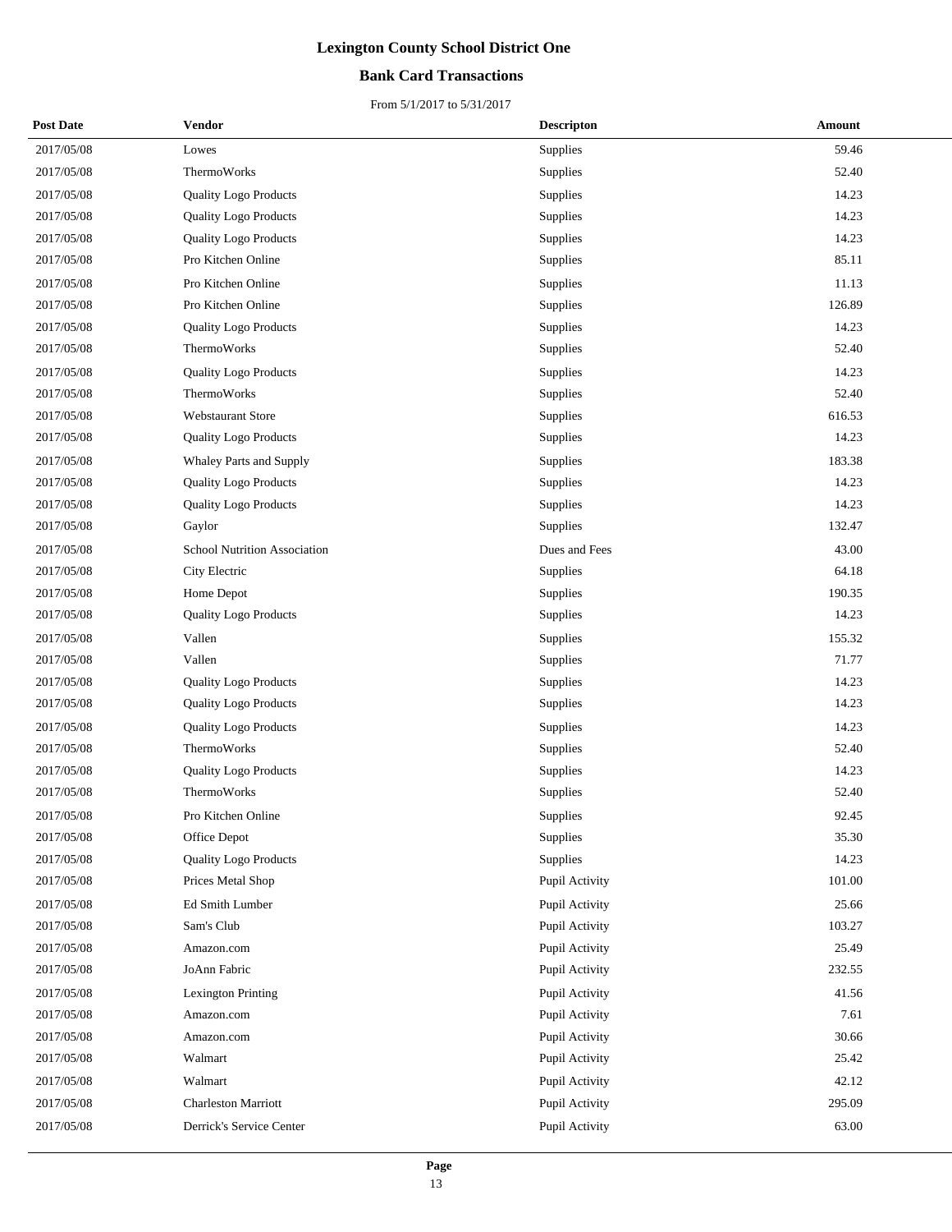# Lexington County School District One

## Bank Card Transactions

From 5/1/2017 to 5/31/2017

| Post Date | Vendor | Descripton | Amount |
|---|---|---|---|
| 2017/05/08 | Lowes | Supplies | 59.46 |
| 2017/05/08 | ThermoWorks | Supplies | 52.40 |
| 2017/05/08 | Quality Logo Products | Supplies | 14.23 |
| 2017/05/08 | Quality Logo Products | Supplies | 14.23 |
| 2017/05/08 | Quality Logo Products | Supplies | 14.23 |
| 2017/05/08 | Pro Kitchen Online | Supplies | 85.11 |
| 2017/05/08 | Pro Kitchen Online | Supplies | 11.13 |
| 2017/05/08 | Pro Kitchen Online | Supplies | 126.89 |
| 2017/05/08 | Quality Logo Products | Supplies | 14.23 |
| 2017/05/08 | ThermoWorks | Supplies | 52.40 |
| 2017/05/08 | Quality Logo Products | Supplies | 14.23 |
| 2017/05/08 | ThermoWorks | Supplies | 52.40 |
| 2017/05/08 | Webstaurant Store | Supplies | 616.53 |
| 2017/05/08 | Quality Logo Products | Supplies | 14.23 |
| 2017/05/08 | Whaley Parts and Supply | Supplies | 183.38 |
| 2017/05/08 | Quality Logo Products | Supplies | 14.23 |
| 2017/05/08 | Quality Logo Products | Supplies | 14.23 |
| 2017/05/08 | Gaylor | Supplies | 132.47 |
| 2017/05/08 | School Nutrition Association | Dues and Fees | 43.00 |
| 2017/05/08 | City Electric | Supplies | 64.18 |
| 2017/05/08 | Home Depot | Supplies | 190.35 |
| 2017/05/08 | Quality Logo Products | Supplies | 14.23 |
| 2017/05/08 | Vallen | Supplies | 155.32 |
| 2017/05/08 | Vallen | Supplies | 71.77 |
| 2017/05/08 | Quality Logo Products | Supplies | 14.23 |
| 2017/05/08 | Quality Logo Products | Supplies | 14.23 |
| 2017/05/08 | Quality Logo Products | Supplies | 14.23 |
| 2017/05/08 | ThermoWorks | Supplies | 52.40 |
| 2017/05/08 | Quality Logo Products | Supplies | 14.23 |
| 2017/05/08 | ThermoWorks | Supplies | 52.40 |
| 2017/05/08 | Pro Kitchen Online | Supplies | 92.45 |
| 2017/05/08 | Office Depot | Supplies | 35.30 |
| 2017/05/08 | Quality Logo Products | Supplies | 14.23 |
| 2017/05/08 | Prices Metal Shop | Pupil Activity | 101.00 |
| 2017/05/08 | Ed Smith Lumber | Pupil Activity | 25.66 |
| 2017/05/08 | Sam's Club | Pupil Activity | 103.27 |
| 2017/05/08 | Amazon.com | Pupil Activity | 25.49 |
| 2017/05/08 | JoAnn Fabric | Pupil Activity | 232.55 |
| 2017/05/08 | Lexington Printing | Pupil Activity | 41.56 |
| 2017/05/08 | Amazon.com | Pupil Activity | 7.61 |
| 2017/05/08 | Amazon.com | Pupil Activity | 30.66 |
| 2017/05/08 | Walmart | Pupil Activity | 25.42 |
| 2017/05/08 | Walmart | Pupil Activity | 42.12 |
| 2017/05/08 | Charleston Marriott | Pupil Activity | 295.09 |
| 2017/05/08 | Derrick's Service Center | Pupil Activity | 63.00 |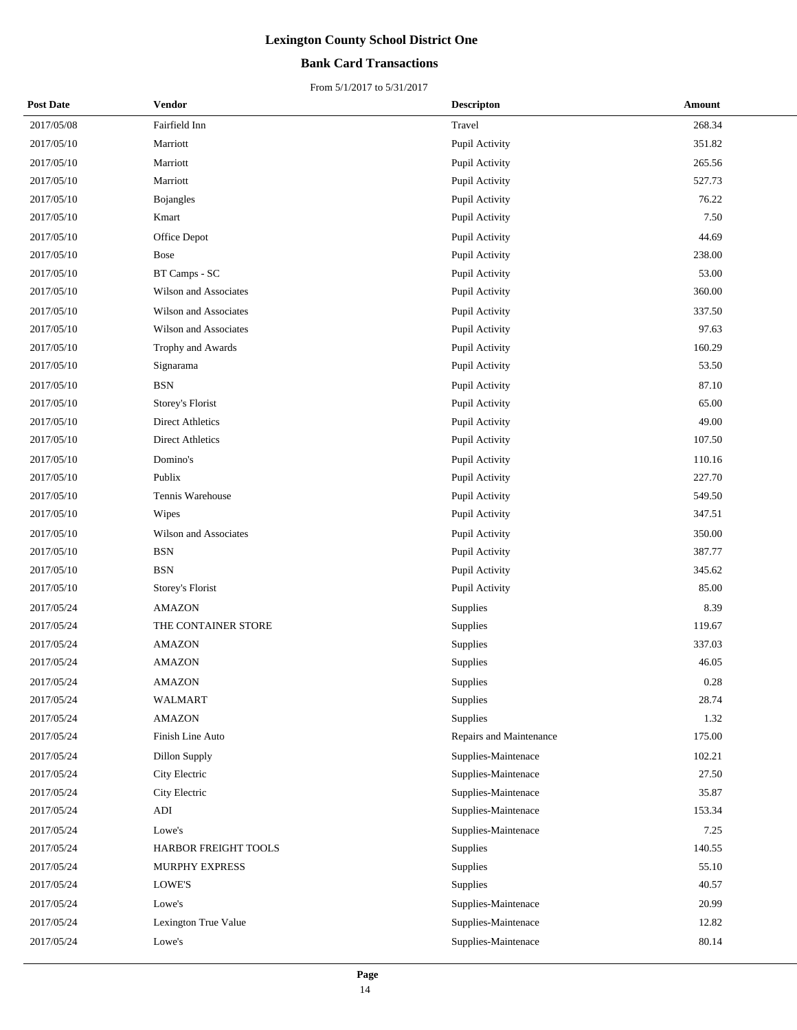# Lexington County School District One

## Bank Card Transactions

From 5/1/2017 to 5/31/2017

| Post Date | Vendor | Descripton | Amount |
|---|---|---|---|
| 2017/05/08 | Fairfield Inn | Travel | 268.34 |
| 2017/05/10 | Marriott | Pupil Activity | 351.82 |
| 2017/05/10 | Marriott | Pupil Activity | 265.56 |
| 2017/05/10 | Marriott | Pupil Activity | 527.73 |
| 2017/05/10 | Bojangles | Pupil Activity | 76.22 |
| 2017/05/10 | Kmart | Pupil Activity | 7.50 |
| 2017/05/10 | Office Depot | Pupil Activity | 44.69 |
| 2017/05/10 | Bose | Pupil Activity | 238.00 |
| 2017/05/10 | BT Camps - SC | Pupil Activity | 53.00 |
| 2017/05/10 | Wilson and Associates | Pupil Activity | 360.00 |
| 2017/05/10 | Wilson and Associates | Pupil Activity | 337.50 |
| 2017/05/10 | Wilson and Associates | Pupil Activity | 97.63 |
| 2017/05/10 | Trophy and Awards | Pupil Activity | 160.29 |
| 2017/05/10 | Signarama | Pupil Activity | 53.50 |
| 2017/05/10 | BSN | Pupil Activity | 87.10 |
| 2017/05/10 | Storey's Florist | Pupil Activity | 65.00 |
| 2017/05/10 | Direct Athletics | Pupil Activity | 49.00 |
| 2017/05/10 | Direct Athletics | Pupil Activity | 107.50 |
| 2017/05/10 | Domino's | Pupil Activity | 110.16 |
| 2017/05/10 | Publix | Pupil Activity | 227.70 |
| 2017/05/10 | Tennis Warehouse | Pupil Activity | 549.50 |
| 2017/05/10 | Wipes | Pupil Activity | 347.51 |
| 2017/05/10 | Wilson and Associates | Pupil Activity | 350.00 |
| 2017/05/10 | BSN | Pupil Activity | 387.77 |
| 2017/05/10 | BSN | Pupil Activity | 345.62 |
| 2017/05/10 | Storey's Florist | Pupil Activity | 85.00 |
| 2017/05/24 | AMAZON | Supplies | 8.39 |
| 2017/05/24 | THE CONTAINER STORE | Supplies | 119.67 |
| 2017/05/24 | AMAZON | Supplies | 337.03 |
| 2017/05/24 | AMAZON | Supplies | 46.05 |
| 2017/05/24 | AMAZON | Supplies | 0.28 |
| 2017/05/24 | WALMART | Supplies | 28.74 |
| 2017/05/24 | AMAZON | Supplies | 1.32 |
| 2017/05/24 | Finish Line Auto | Repairs and Maintenance | 175.00 |
| 2017/05/24 | Dillon Supply | Supplies-Maintenace | 102.21 |
| 2017/05/24 | City Electric | Supplies-Maintenace | 27.50 |
| 2017/05/24 | City Electric | Supplies-Maintenace | 35.87 |
| 2017/05/24 | ADI | Supplies-Maintenace | 153.34 |
| 2017/05/24 | Lowe's | Supplies-Maintenace | 7.25 |
| 2017/05/24 | HARBOR FREIGHT TOOLS | Supplies | 140.55 |
| 2017/05/24 | MURPHY EXPRESS | Supplies | 55.10 |
| 2017/05/24 | LOWE'S | Supplies | 40.57 |
| 2017/05/24 | Lowe's | Supplies-Maintenace | 20.99 |
| 2017/05/24 | Lexington True Value | Supplies-Maintenace | 12.82 |
| 2017/05/24 | Lowe's | Supplies-Maintenace | 80.14 |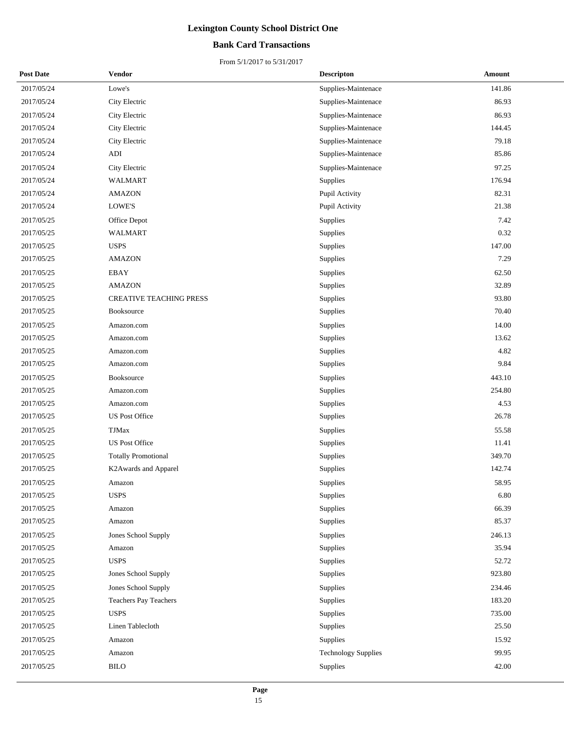# Lexington County School District One

## Bank Card Transactions

From 5/1/2017 to 5/31/2017

| Post Date | Vendor | Descripton | Amount |
|---|---|---|---|
| 2017/05/24 | Lowe's | Supplies-Maintenace | 141.86 |
| 2017/05/24 | City Electric | Supplies-Maintenace | 86.93 |
| 2017/05/24 | City Electric | Supplies-Maintenace | 86.93 |
| 2017/05/24 | City Electric | Supplies-Maintenace | 144.45 |
| 2017/05/24 | City Electric | Supplies-Maintenace | 79.18 |
| 2017/05/24 | ADI | Supplies-Maintenace | 85.86 |
| 2017/05/24 | City Electric | Supplies-Maintenace | 97.25 |
| 2017/05/24 | WALMART | Supplies | 176.94 |
| 2017/05/24 | AMAZON | Pupil Activity | 82.31 |
| 2017/05/24 | LOWE'S | Pupil Activity | 21.38 |
| 2017/05/25 | Office Depot | Supplies | 7.42 |
| 2017/05/25 | WALMART | Supplies | 0.32 |
| 2017/05/25 | USPS | Supplies | 147.00 |
| 2017/05/25 | AMAZON | Supplies | 7.29 |
| 2017/05/25 | EBAY | Supplies | 62.50 |
| 2017/05/25 | AMAZON | Supplies | 32.89 |
| 2017/05/25 | CREATIVE TEACHING PRESS | Supplies | 93.80 |
| 2017/05/25 | Booksource | Supplies | 70.40 |
| 2017/05/25 | Amazon.com | Supplies | 14.00 |
| 2017/05/25 | Amazon.com | Supplies | 13.62 |
| 2017/05/25 | Amazon.com | Supplies | 4.82 |
| 2017/05/25 | Amazon.com | Supplies | 9.84 |
| 2017/05/25 | Booksource | Supplies | 443.10 |
| 2017/05/25 | Amazon.com | Supplies | 254.80 |
| 2017/05/25 | Amazon.com | Supplies | 4.53 |
| 2017/05/25 | US Post Office | Supplies | 26.78 |
| 2017/05/25 | TJMax | Supplies | 55.58 |
| 2017/05/25 | US Post Office | Supplies | 11.41 |
| 2017/05/25 | Totally Promotional | Supplies | 349.70 |
| 2017/05/25 | K2Awards and Apparel | Supplies | 142.74 |
| 2017/05/25 | Amazon | Supplies | 58.95 |
| 2017/05/25 | USPS | Supplies | 6.80 |
| 2017/05/25 | Amazon | Supplies | 66.39 |
| 2017/05/25 | Amazon | Supplies | 85.37 |
| 2017/05/25 | Jones School Supply | Supplies | 246.13 |
| 2017/05/25 | Amazon | Supplies | 35.94 |
| 2017/05/25 | USPS | Supplies | 52.72 |
| 2017/05/25 | Jones School Supply | Supplies | 923.80 |
| 2017/05/25 | Jones School Supply | Supplies | 234.46 |
| 2017/05/25 | Teachers Pay Teachers | Supplies | 183.20 |
| 2017/05/25 | USPS | Supplies | 735.00 |
| 2017/05/25 | Linen Tablecloth | Supplies | 25.50 |
| 2017/05/25 | Amazon | Supplies | 15.92 |
| 2017/05/25 | Amazon | Technology Supplies | 99.95 |
| 2017/05/25 | BILO | Supplies | 42.00 |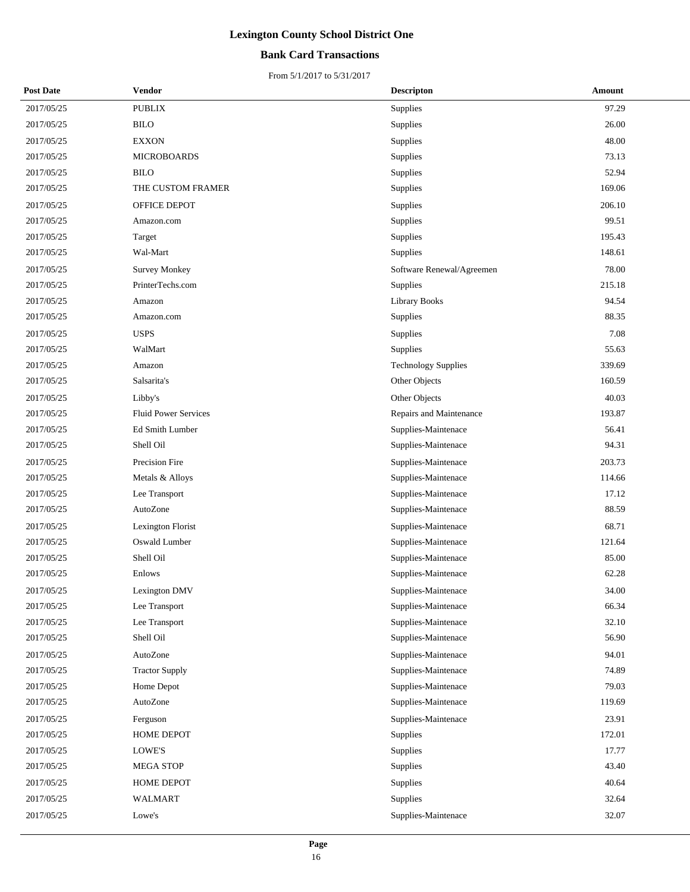# Lexington County School District One

## Bank Card Transactions

From 5/1/2017 to 5/31/2017

| Post Date | Vendor | Descripton | Amount |
|---|---|---|---|
| 2017/05/25 | PUBLIX | Supplies | 97.29 |
| 2017/05/25 | BILO | Supplies | 26.00 |
| 2017/05/25 | EXXON | Supplies | 48.00 |
| 2017/05/25 | MICROBOARDS | Supplies | 73.13 |
| 2017/05/25 | BILO | Supplies | 52.94 |
| 2017/05/25 | THE CUSTOM FRAMER | Supplies | 169.06 |
| 2017/05/25 | OFFICE DEPOT | Supplies | 206.10 |
| 2017/05/25 | Amazon.com | Supplies | 99.51 |
| 2017/05/25 | Target | Supplies | 195.43 |
| 2017/05/25 | Wal-Mart | Supplies | 148.61 |
| 2017/05/25 | Survey Monkey | Software Renewal/Agreemen | 78.00 |
| 2017/05/25 | PrinterTechs.com | Supplies | 215.18 |
| 2017/05/25 | Amazon | Library Books | 94.54 |
| 2017/05/25 | Amazon.com | Supplies | 88.35 |
| 2017/05/25 | USPS | Supplies | 7.08 |
| 2017/05/25 | WalMart | Supplies | 55.63 |
| 2017/05/25 | Amazon | Technology Supplies | 339.69 |
| 2017/05/25 | Salsarita's | Other Objects | 160.59 |
| 2017/05/25 | Libby's | Other Objects | 40.03 |
| 2017/05/25 | Fluid Power Services | Repairs and Maintenance | 193.87 |
| 2017/05/25 | Ed Smith Lumber | Supplies-Maintenace | 56.41 |
| 2017/05/25 | Shell Oil | Supplies-Maintenace | 94.31 |
| 2017/05/25 | Precision Fire | Supplies-Maintenace | 203.73 |
| 2017/05/25 | Metals & Alloys | Supplies-Maintenace | 114.66 |
| 2017/05/25 | Lee Transport | Supplies-Maintenace | 17.12 |
| 2017/05/25 | AutoZone | Supplies-Maintenace | 88.59 |
| 2017/05/25 | Lexington Florist | Supplies-Maintenace | 68.71 |
| 2017/05/25 | Oswald Lumber | Supplies-Maintenace | 121.64 |
| 2017/05/25 | Shell Oil | Supplies-Maintenace | 85.00 |
| 2017/05/25 | Enlows | Supplies-Maintenace | 62.28 |
| 2017/05/25 | Lexington DMV | Supplies-Maintenace | 34.00 |
| 2017/05/25 | Lee Transport | Supplies-Maintenace | 66.34 |
| 2017/05/25 | Lee Transport | Supplies-Maintenace | 32.10 |
| 2017/05/25 | Shell Oil | Supplies-Maintenace | 56.90 |
| 2017/05/25 | AutoZone | Supplies-Maintenace | 94.01 |
| 2017/05/25 | Tractor Supply | Supplies-Maintenace | 74.89 |
| 2017/05/25 | Home Depot | Supplies-Maintenace | 79.03 |
| 2017/05/25 | AutoZone | Supplies-Maintenace | 119.69 |
| 2017/05/25 | Ferguson | Supplies-Maintenace | 23.91 |
| 2017/05/25 | HOME DEPOT | Supplies | 172.01 |
| 2017/05/25 | LOWE'S | Supplies | 17.77 |
| 2017/05/25 | MEGA STOP | Supplies | 43.40 |
| 2017/05/25 | HOME DEPOT | Supplies | 40.64 |
| 2017/05/25 | WALMART | Supplies | 32.64 |
| 2017/05/25 | Lowe's | Supplies-Maintenace | 32.07 |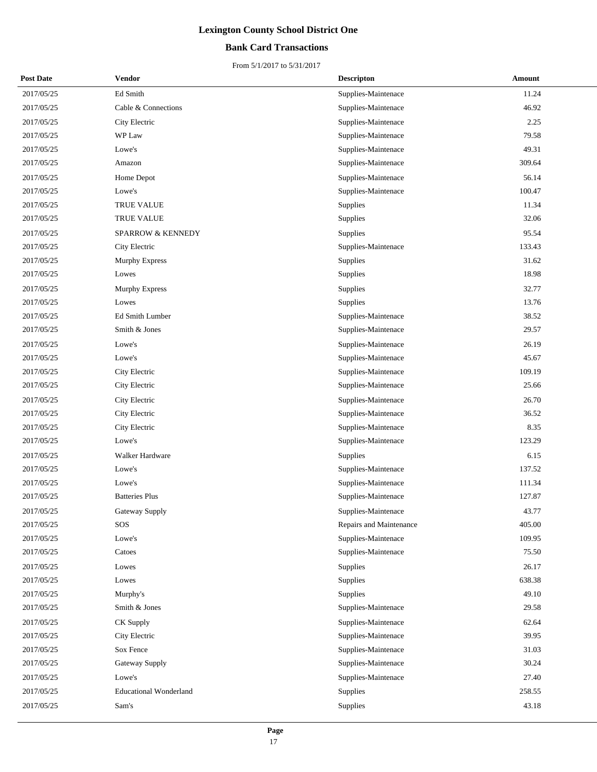# Lexington County School District One

## Bank Card Transactions

From 5/1/2017 to 5/31/2017

| Post Date | Vendor | Descripton | Amount |
|---|---|---|---|
| 2017/05/25 | Ed Smith | Supplies-Maintenace | 11.24 |
| 2017/05/25 | Cable & Connections | Supplies-Maintenace | 46.92 |
| 2017/05/25 | City Electric | Supplies-Maintenace | 2.25 |
| 2017/05/25 | WP Law | Supplies-Maintenace | 79.58 |
| 2017/05/25 | Lowe's | Supplies-Maintenace | 49.31 |
| 2017/05/25 | Amazon | Supplies-Maintenace | 309.64 |
| 2017/05/25 | Home Depot | Supplies-Maintenace | 56.14 |
| 2017/05/25 | Lowe's | Supplies-Maintenace | 100.47 |
| 2017/05/25 | TRUE VALUE | Supplies | 11.34 |
| 2017/05/25 | TRUE VALUE | Supplies | 32.06 |
| 2017/05/25 | SPARROW & KENNEDY | Supplies | 95.54 |
| 2017/05/25 | City Electric | Supplies-Maintenace | 133.43 |
| 2017/05/25 | Murphy Express | Supplies | 31.62 |
| 2017/05/25 | Lowes | Supplies | 18.98 |
| 2017/05/25 | Murphy Express | Supplies | 32.77 |
| 2017/05/25 | Lowes | Supplies | 13.76 |
| 2017/05/25 | Ed Smith Lumber | Supplies-Maintenace | 38.52 |
| 2017/05/25 | Smith & Jones | Supplies-Maintenace | 29.57 |
| 2017/05/25 | Lowe's | Supplies-Maintenace | 26.19 |
| 2017/05/25 | Lowe's | Supplies-Maintenace | 45.67 |
| 2017/05/25 | City Electric | Supplies-Maintenace | 109.19 |
| 2017/05/25 | City Electric | Supplies-Maintenace | 25.66 |
| 2017/05/25 | City Electric | Supplies-Maintenace | 26.70 |
| 2017/05/25 | City Electric | Supplies-Maintenace | 36.52 |
| 2017/05/25 | City Electric | Supplies-Maintenace | 8.35 |
| 2017/05/25 | Lowe's | Supplies-Maintenace | 123.29 |
| 2017/05/25 | Walker Hardware | Supplies | 6.15 |
| 2017/05/25 | Lowe's | Supplies-Maintenace | 137.52 |
| 2017/05/25 | Lowe's | Supplies-Maintenace | 111.34 |
| 2017/05/25 | Batteries Plus | Supplies-Maintenace | 127.87 |
| 2017/05/25 | Gateway Supply | Supplies-Maintenace | 43.77 |
| 2017/05/25 | SOS | Repairs and Maintenance | 405.00 |
| 2017/05/25 | Lowe's | Supplies-Maintenace | 109.95 |
| 2017/05/25 | Catoes | Supplies-Maintenace | 75.50 |
| 2017/05/25 | Lowes | Supplies | 26.17 |
| 2017/05/25 | Lowes | Supplies | 638.38 |
| 2017/05/25 | Murphy's | Supplies | 49.10 |
| 2017/05/25 | Smith & Jones | Supplies-Maintenace | 29.58 |
| 2017/05/25 | CK Supply | Supplies-Maintenace | 62.64 |
| 2017/05/25 | City Electric | Supplies-Maintenace | 39.95 |
| 2017/05/25 | Sox Fence | Supplies-Maintenace | 31.03 |
| 2017/05/25 | Gateway Supply | Supplies-Maintenace | 30.24 |
| 2017/05/25 | Lowe's | Supplies-Maintenace | 27.40 |
| 2017/05/25 | Educational Wonderland | Supplies | 258.55 |
| 2017/05/25 | Sam's | Supplies | 43.18 |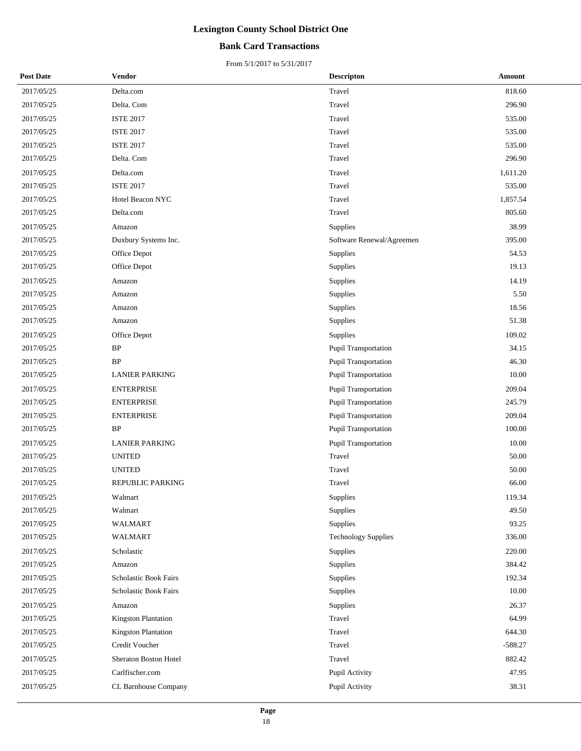# Lexington County School District One

## Bank Card Transactions

From 5/1/2017 to 5/31/2017

| Post Date | Vendor | Descripton | Amount |
|---|---|---|---|
| 2017/05/25 | Delta.com | Travel | 818.60 |
| 2017/05/25 | Delta. Com | Travel | 296.90 |
| 2017/05/25 | ISTE 2017 | Travel | 535.00 |
| 2017/05/25 | ISTE 2017 | Travel | 535.00 |
| 2017/05/25 | ISTE 2017 | Travel | 535.00 |
| 2017/05/25 | Delta. Com | Travel | 296.90 |
| 2017/05/25 | Delta.com | Travel | 1,611.20 |
| 2017/05/25 | ISTE 2017 | Travel | 535.00 |
| 2017/05/25 | Hotel Beacon NYC | Travel | 1,857.54 |
| 2017/05/25 | Delta.com | Travel | 805.60 |
| 2017/05/25 | Amazon | Supplies | 38.99 |
| 2017/05/25 | Duxbury Systems Inc. | Software Renewal/Agreemen | 395.00 |
| 2017/05/25 | Office Depot | Supplies | 54.53 |
| 2017/05/25 | Office Depot | Supplies | 19.13 |
| 2017/05/25 | Amazon | Supplies | 14.19 |
| 2017/05/25 | Amazon | Supplies | 5.50 |
| 2017/05/25 | Amazon | Supplies | 18.56 |
| 2017/05/25 | Amazon | Supplies | 51.38 |
| 2017/05/25 | Office Depot | Supplies | 109.02 |
| 2017/05/25 | BP | Pupil Transportation | 34.15 |
| 2017/05/25 | BP | Pupil Transportation | 46.30 |
| 2017/05/25 | LANIER PARKING | Pupil Transportation | 10.00 |
| 2017/05/25 | ENTERPRISE | Pupil Transportation | 209.04 |
| 2017/05/25 | ENTERPRISE | Pupil Transportation | 245.79 |
| 2017/05/25 | ENTERPRISE | Pupil Transportation | 209.04 |
| 2017/05/25 | BP | Pupil Transportation | 100.00 |
| 2017/05/25 | LANIER PARKING | Pupil Transportation | 10.00 |
| 2017/05/25 | UNITED | Travel | 50.00 |
| 2017/05/25 | UNITED | Travel | 50.00 |
| 2017/05/25 | REPUBLIC PARKING | Travel | 66.00 |
| 2017/05/25 | Walmart | Supplies | 119.34 |
| 2017/05/25 | Walmart | Supplies | 49.50 |
| 2017/05/25 | WALMART | Supplies | 93.25 |
| 2017/05/25 | WALMART | Technology Supplies | 336.00 |
| 2017/05/25 | Scholastic | Supplies | 220.00 |
| 2017/05/25 | Amazon | Supplies | 384.42 |
| 2017/05/25 | Scholastic Book Fairs | Supplies | 192.34 |
| 2017/05/25 | Scholastic Book Fairs | Supplies | 10.00 |
| 2017/05/25 | Amazon | Supplies | 26.37 |
| 2017/05/25 | Kingston Plantation | Travel | 64.99 |
| 2017/05/25 | Kingston Plantation | Travel | 644.30 |
| 2017/05/25 | Credit Voucher | Travel | -588.27 |
| 2017/05/25 | Sheraton Boston Hotel | Travel | 882.42 |
| 2017/05/25 | Carlfischer.com | Pupil Activity | 47.95 |
| 2017/05/25 | CL Barnhouse Company | Pupil Activity | 38.31 |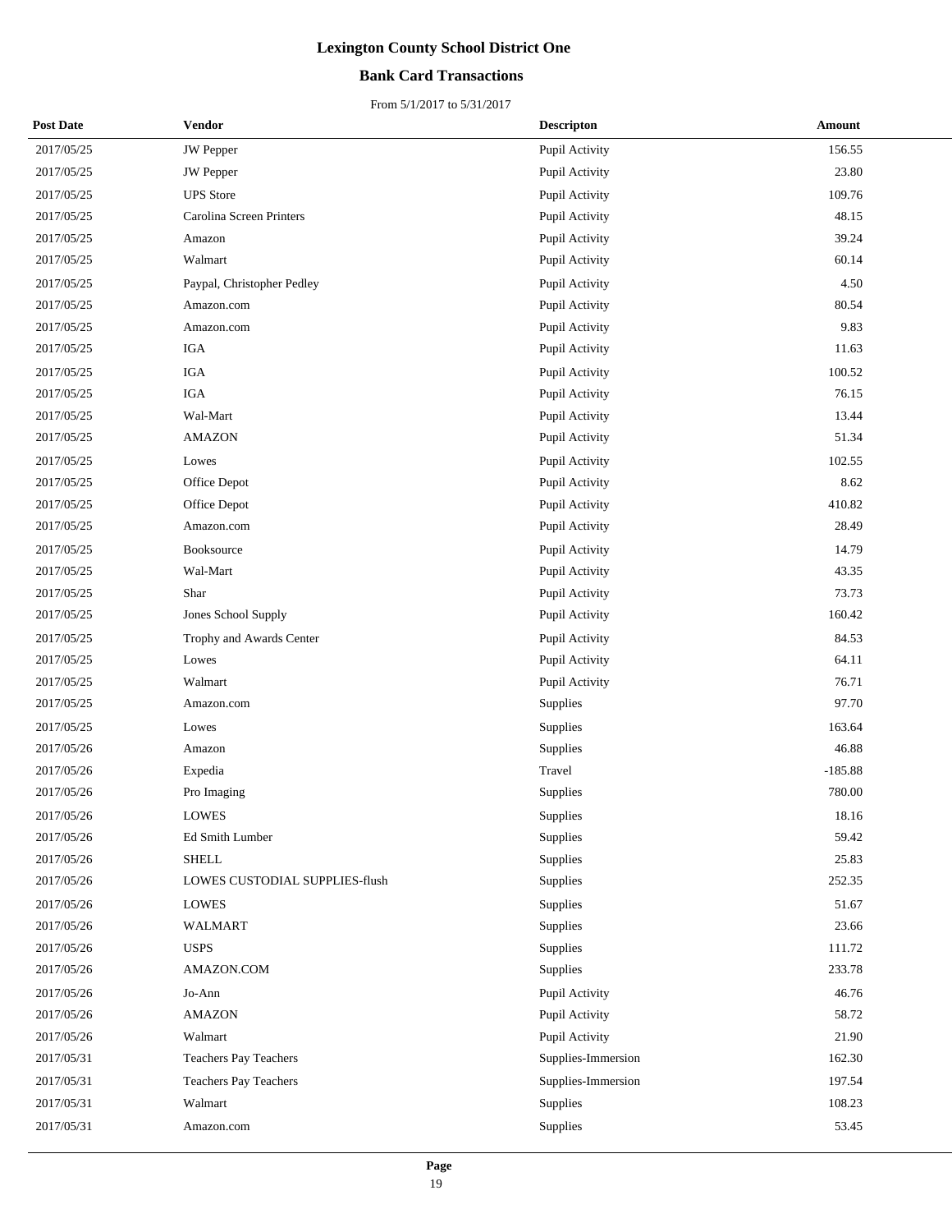# Lexington County School District One

## Bank Card Transactions

From 5/1/2017 to 5/31/2017

| Post Date | Vendor | Descripton | Amount |
|---|---|---|---|
| 2017/05/25 | JW Pepper | Pupil Activity | 156.55 |
| 2017/05/25 | JW Pepper | Pupil Activity | 23.80 |
| 2017/05/25 | UPS Store | Pupil Activity | 109.76 |
| 2017/05/25 | Carolina Screen Printers | Pupil Activity | 48.15 |
| 2017/05/25 | Amazon | Pupil Activity | 39.24 |
| 2017/05/25 | Walmart | Pupil Activity | 60.14 |
| 2017/05/25 | Paypal, Christopher Pedley | Pupil Activity | 4.50 |
| 2017/05/25 | Amazon.com | Pupil Activity | 80.54 |
| 2017/05/25 | Amazon.com | Pupil Activity | 9.83 |
| 2017/05/25 | IGA | Pupil Activity | 11.63 |
| 2017/05/25 | IGA | Pupil Activity | 100.52 |
| 2017/05/25 | IGA | Pupil Activity | 76.15 |
| 2017/05/25 | Wal-Mart | Pupil Activity | 13.44 |
| 2017/05/25 | AMAZON | Pupil Activity | 51.34 |
| 2017/05/25 | Lowes | Pupil Activity | 102.55 |
| 2017/05/25 | Office Depot | Pupil Activity | 8.62 |
| 2017/05/25 | Office Depot | Pupil Activity | 410.82 |
| 2017/05/25 | Amazon.com | Pupil Activity | 28.49 |
| 2017/05/25 | Booksource | Pupil Activity | 14.79 |
| 2017/05/25 | Wal-Mart | Pupil Activity | 43.35 |
| 2017/05/25 | Shar | Pupil Activity | 73.73 |
| 2017/05/25 | Jones School Supply | Pupil Activity | 160.42 |
| 2017/05/25 | Trophy and Awards Center | Pupil Activity | 84.53 |
| 2017/05/25 | Lowes | Pupil Activity | 64.11 |
| 2017/05/25 | Walmart | Pupil Activity | 76.71 |
| 2017/05/25 | Amazon.com | Supplies | 97.70 |
| 2017/05/25 | Lowes | Supplies | 163.64 |
| 2017/05/26 | Amazon | Supplies | 46.88 |
| 2017/05/26 | Expedia | Travel | -185.88 |
| 2017/05/26 | Pro Imaging | Supplies | 780.00 |
| 2017/05/26 | LOWES | Supplies | 18.16 |
| 2017/05/26 | Ed Smith Lumber | Supplies | 59.42 |
| 2017/05/26 | SHELL | Supplies | 25.83 |
| 2017/05/26 | LOWES CUSTODIAL SUPPLIES-flush | Supplies | 252.35 |
| 2017/05/26 | LOWES | Supplies | 51.67 |
| 2017/05/26 | WALMART | Supplies | 23.66 |
| 2017/05/26 | USPS | Supplies | 111.72 |
| 2017/05/26 | AMAZON.COM | Supplies | 233.78 |
| 2017/05/26 | Jo-Ann | Pupil Activity | 46.76 |
| 2017/05/26 | AMAZON | Pupil Activity | 58.72 |
| 2017/05/26 | Walmart | Pupil Activity | 21.90 |
| 2017/05/31 | Teachers Pay Teachers | Supplies-Immersion | 162.30 |
| 2017/05/31 | Teachers Pay Teachers | Supplies-Immersion | 197.54 |
| 2017/05/31 | Walmart | Supplies | 108.23 |
| 2017/05/31 | Amazon.com | Supplies | 53.45 |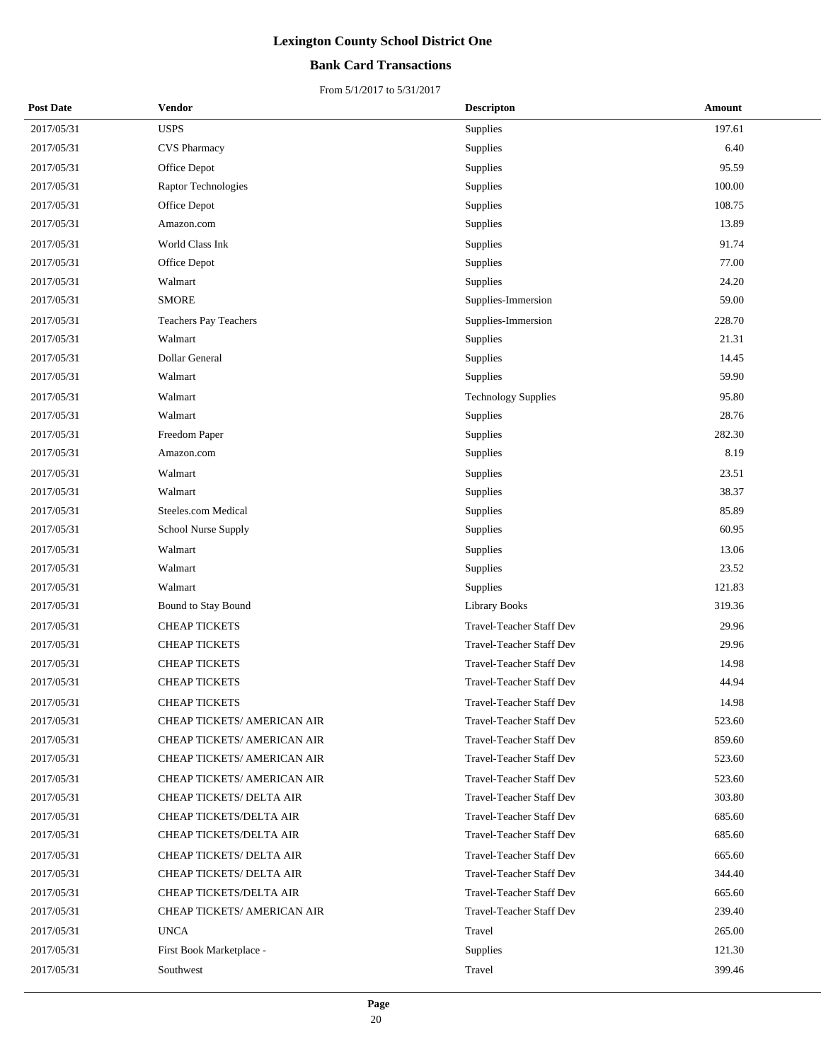# Lexington County School District One

## Bank Card Transactions

From 5/1/2017 to 5/31/2017

| Post Date | Vendor | Descripton | Amount |
|---|---|---|---|
| 2017/05/31 | USPS | Supplies | 197.61 |
| 2017/05/31 | CVS Pharmacy | Supplies | 6.40 |
| 2017/05/31 | Office Depot | Supplies | 95.59 |
| 2017/05/31 | Raptor Technologies | Supplies | 100.00 |
| 2017/05/31 | Office Depot | Supplies | 108.75 |
| 2017/05/31 | Amazon.com | Supplies | 13.89 |
| 2017/05/31 | World Class Ink | Supplies | 91.74 |
| 2017/05/31 | Office Depot | Supplies | 77.00 |
| 2017/05/31 | Walmart | Supplies | 24.20 |
| 2017/05/31 | SMORE | Supplies-Immersion | 59.00 |
| 2017/05/31 | Teachers Pay Teachers | Supplies-Immersion | 228.70 |
| 2017/05/31 | Walmart | Supplies | 21.31 |
| 2017/05/31 | Dollar General | Supplies | 14.45 |
| 2017/05/31 | Walmart | Supplies | 59.90 |
| 2017/05/31 | Walmart | Technology Supplies | 95.80 |
| 2017/05/31 | Walmart | Supplies | 28.76 |
| 2017/05/31 | Freedom Paper | Supplies | 282.30 |
| 2017/05/31 | Amazon.com | Supplies | 8.19 |
| 2017/05/31 | Walmart | Supplies | 23.51 |
| 2017/05/31 | Walmart | Supplies | 38.37 |
| 2017/05/31 | Steeles.com Medical | Supplies | 85.89 |
| 2017/05/31 | School Nurse Supply | Supplies | 60.95 |
| 2017/05/31 | Walmart | Supplies | 13.06 |
| 2017/05/31 | Walmart | Supplies | 23.52 |
| 2017/05/31 | Walmart | Supplies | 121.83 |
| 2017/05/31 | Bound to Stay Bound | Library Books | 319.36 |
| 2017/05/31 | CHEAP TICKETS | Travel-Teacher Staff Dev | 29.96 |
| 2017/05/31 | CHEAP TICKETS | Travel-Teacher Staff Dev | 29.96 |
| 2017/05/31 | CHEAP TICKETS | Travel-Teacher Staff Dev | 14.98 |
| 2017/05/31 | CHEAP TICKETS | Travel-Teacher Staff Dev | 44.94 |
| 2017/05/31 | CHEAP TICKETS | Travel-Teacher Staff Dev | 14.98 |
| 2017/05/31 | CHEAP TICKETS/ AMERICAN AIR | Travel-Teacher Staff Dev | 523.60 |
| 2017/05/31 | CHEAP TICKETS/ AMERICAN AIR | Travel-Teacher Staff Dev | 859.60 |
| 2017/05/31 | CHEAP TICKETS/ AMERICAN AIR | Travel-Teacher Staff Dev | 523.60 |
| 2017/05/31 | CHEAP TICKETS/ AMERICAN AIR | Travel-Teacher Staff Dev | 523.60 |
| 2017/05/31 | CHEAP TICKETS/ DELTA AIR | Travel-Teacher Staff Dev | 303.80 |
| 2017/05/31 | CHEAP TICKETS/DELTA AIR | Travel-Teacher Staff Dev | 685.60 |
| 2017/05/31 | CHEAP TICKETS/DELTA AIR | Travel-Teacher Staff Dev | 685.60 |
| 2017/05/31 | CHEAP TICKETS/ DELTA AIR | Travel-Teacher Staff Dev | 665.60 |
| 2017/05/31 | CHEAP TICKETS/ DELTA AIR | Travel-Teacher Staff Dev | 344.40 |
| 2017/05/31 | CHEAP TICKETS/DELTA AIR | Travel-Teacher Staff Dev | 665.60 |
| 2017/05/31 | CHEAP TICKETS/ AMERICAN AIR | Travel-Teacher Staff Dev | 239.40 |
| 2017/05/31 | UNCA | Travel | 265.00 |
| 2017/05/31 | First Book Marketplace - | Supplies | 121.30 |
| 2017/05/31 | Southwest | Travel | 399.46 |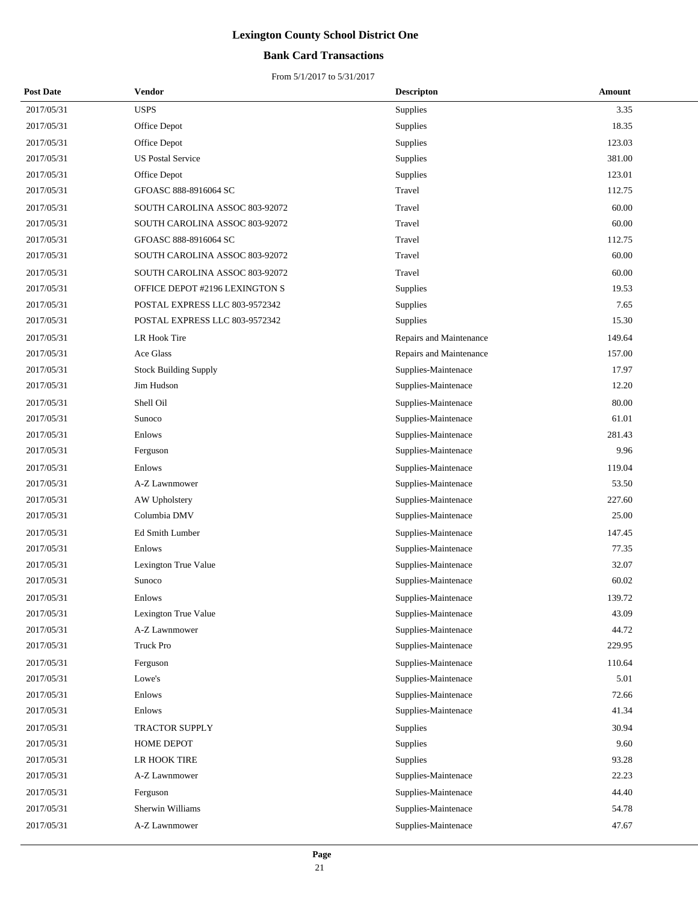# Lexington County School District One

## Bank Card Transactions

From 5/1/2017 to 5/31/2017

| Post Date | Vendor | Descripton | Amount |
|---|---|---|---|
| 2017/05/31 | USPS | Supplies | 3.35 |
| 2017/05/31 | Office Depot | Supplies | 18.35 |
| 2017/05/31 | Office Depot | Supplies | 123.03 |
| 2017/05/31 | US Postal Service | Supplies | 381.00 |
| 2017/05/31 | Office Depot | Supplies | 123.01 |
| 2017/05/31 | GFOASC 888-8916064 SC | Travel | 112.75 |
| 2017/05/31 | SOUTH CAROLINA ASSOC 803-92072 | Travel | 60.00 |
| 2017/05/31 | SOUTH CAROLINA ASSOC 803-92072 | Travel | 60.00 |
| 2017/05/31 | GFOASC 888-8916064 SC | Travel | 112.75 |
| 2017/05/31 | SOUTH CAROLINA ASSOC 803-92072 | Travel | 60.00 |
| 2017/05/31 | SOUTH CAROLINA ASSOC 803-92072 | Travel | 60.00 |
| 2017/05/31 | OFFICE DEPOT #2196 LEXINGTON S | Supplies | 19.53 |
| 2017/05/31 | POSTAL EXPRESS LLC 803-9572342 | Supplies | 7.65 |
| 2017/05/31 | POSTAL EXPRESS LLC 803-9572342 | Supplies | 15.30 |
| 2017/05/31 | LR Hook Tire | Repairs and Maintenance | 149.64 |
| 2017/05/31 | Ace Glass | Repairs and Maintenance | 157.00 |
| 2017/05/31 | Stock Building Supply | Supplies-Maintenace | 17.97 |
| 2017/05/31 | Jim Hudson | Supplies-Maintenace | 12.20 |
| 2017/05/31 | Shell Oil | Supplies-Maintenace | 80.00 |
| 2017/05/31 | Sunoco | Supplies-Maintenace | 61.01 |
| 2017/05/31 | Enlows | Supplies-Maintenace | 281.43 |
| 2017/05/31 | Ferguson | Supplies-Maintenace | 9.96 |
| 2017/05/31 | Enlows | Supplies-Maintenace | 119.04 |
| 2017/05/31 | A-Z Lawnmower | Supplies-Maintenace | 53.50 |
| 2017/05/31 | AW Upholstery | Supplies-Maintenace | 227.60 |
| 2017/05/31 | Columbia DMV | Supplies-Maintenace | 25.00 |
| 2017/05/31 | Ed Smith Lumber | Supplies-Maintenace | 147.45 |
| 2017/05/31 | Enlows | Supplies-Maintenace | 77.35 |
| 2017/05/31 | Lexington True Value | Supplies-Maintenace | 32.07 |
| 2017/05/31 | Sunoco | Supplies-Maintenace | 60.02 |
| 2017/05/31 | Enlows | Supplies-Maintenace | 139.72 |
| 2017/05/31 | Lexington True Value | Supplies-Maintenace | 43.09 |
| 2017/05/31 | A-Z Lawnmower | Supplies-Maintenace | 44.72 |
| 2017/05/31 | Truck Pro | Supplies-Maintenace | 229.95 |
| 2017/05/31 | Ferguson | Supplies-Maintenace | 110.64 |
| 2017/05/31 | Lowe's | Supplies-Maintenace | 5.01 |
| 2017/05/31 | Enlows | Supplies-Maintenace | 72.66 |
| 2017/05/31 | Enlows | Supplies-Maintenace | 41.34 |
| 2017/05/31 | TRACTOR SUPPLY | Supplies | 30.94 |
| 2017/05/31 | HOME DEPOT | Supplies | 9.60 |
| 2017/05/31 | LR HOOK TIRE | Supplies | 93.28 |
| 2017/05/31 | A-Z Lawnmower | Supplies-Maintenace | 22.23 |
| 2017/05/31 | Ferguson | Supplies-Maintenace | 44.40 |
| 2017/05/31 | Sherwin Williams | Supplies-Maintenace | 54.78 |
| 2017/05/31 | A-Z Lawnmower | Supplies-Maintenace | 47.67 |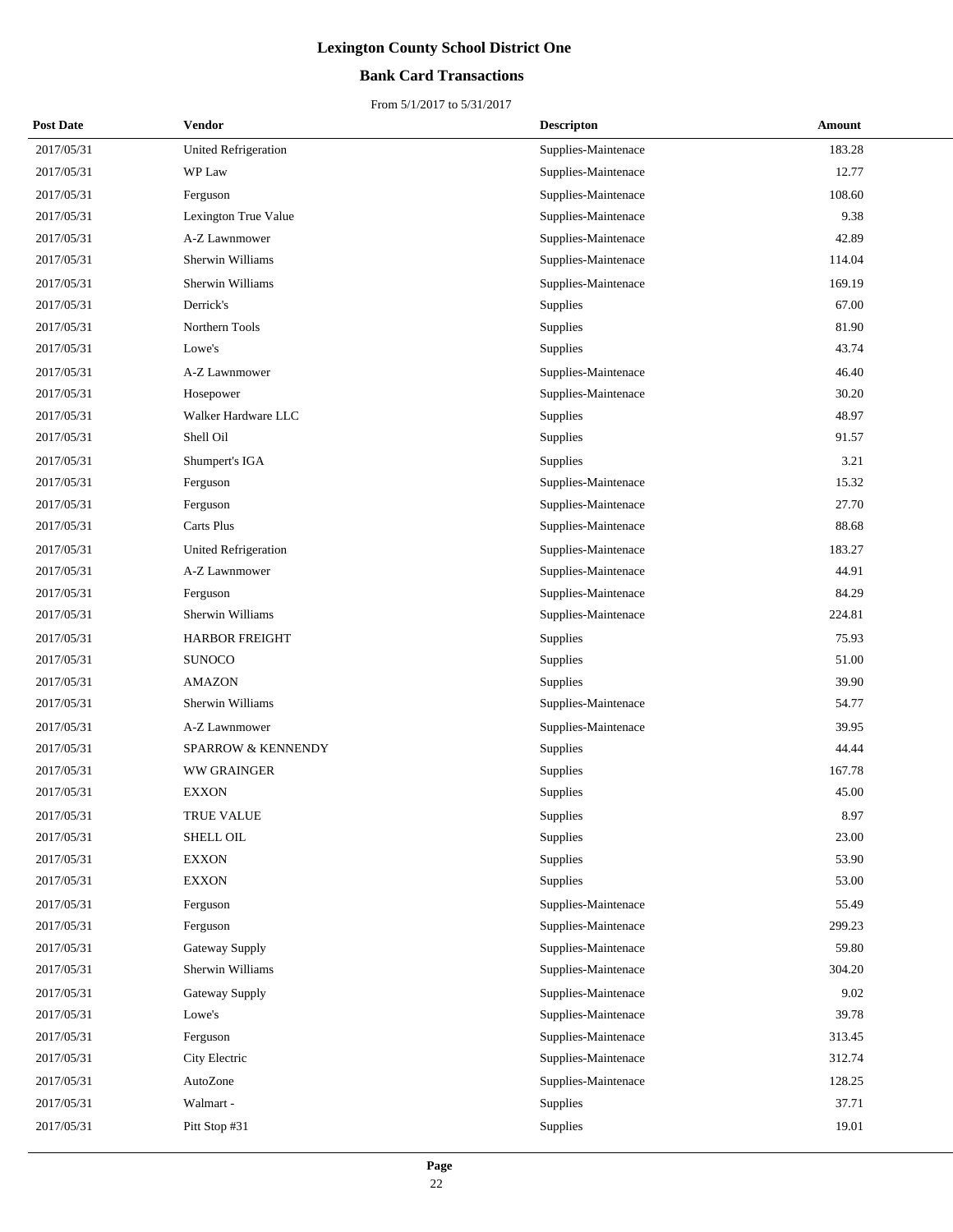# Lexington County School District One

## Bank Card Transactions

From 5/1/2017 to 5/31/2017

| Post Date | Vendor | Descripton | Amount |
|---|---|---|---|
| 2017/05/31 | United Refrigeration | Supplies-Maintenace | 183.28 |
| 2017/05/31 | WP Law | Supplies-Maintenace | 12.77 |
| 2017/05/31 | Ferguson | Supplies-Maintenace | 108.60 |
| 2017/05/31 | Lexington True Value | Supplies-Maintenace | 9.38 |
| 2017/05/31 | A-Z Lawnmower | Supplies-Maintenace | 42.89 |
| 2017/05/31 | Sherwin Williams | Supplies-Maintenace | 114.04 |
| 2017/05/31 | Sherwin Williams | Supplies-Maintenace | 169.19 |
| 2017/05/31 | Derrick's | Supplies | 67.00 |
| 2017/05/31 | Northern Tools | Supplies | 81.90 |
| 2017/05/31 | Lowe's | Supplies | 43.74 |
| 2017/05/31 | A-Z Lawnmower | Supplies-Maintenace | 46.40 |
| 2017/05/31 | Hosepower | Supplies-Maintenace | 30.20 |
| 2017/05/31 | Walker Hardware LLC | Supplies | 48.97 |
| 2017/05/31 | Shell Oil | Supplies | 91.57 |
| 2017/05/31 | Shumpert's IGA | Supplies | 3.21 |
| 2017/05/31 | Ferguson | Supplies-Maintenace | 15.32 |
| 2017/05/31 | Ferguson | Supplies-Maintenace | 27.70 |
| 2017/05/31 | Carts Plus | Supplies-Maintenace | 88.68 |
| 2017/05/31 | United Refrigeration | Supplies-Maintenace | 183.27 |
| 2017/05/31 | A-Z Lawnmower | Supplies-Maintenace | 44.91 |
| 2017/05/31 | Ferguson | Supplies-Maintenace | 84.29 |
| 2017/05/31 | Sherwin Williams | Supplies-Maintenace | 224.81 |
| 2017/05/31 | HARBOR FREIGHT | Supplies | 75.93 |
| 2017/05/31 | SUNOCO | Supplies | 51.00 |
| 2017/05/31 | AMAZON | Supplies | 39.90 |
| 2017/05/31 | Sherwin Williams | Supplies-Maintenace | 54.77 |
| 2017/05/31 | A-Z Lawnmower | Supplies-Maintenace | 39.95 |
| 2017/05/31 | SPARROW & KENNENDY | Supplies | 44.44 |
| 2017/05/31 | WW GRAINGER | Supplies | 167.78 |
| 2017/05/31 | EXXON | Supplies | 45.00 |
| 2017/05/31 | TRUE VALUE | Supplies | 8.97 |
| 2017/05/31 | SHELL OIL | Supplies | 23.00 |
| 2017/05/31 | EXXON | Supplies | 53.90 |
| 2017/05/31 | EXXON | Supplies | 53.00 |
| 2017/05/31 | Ferguson | Supplies-Maintenace | 55.49 |
| 2017/05/31 | Ferguson | Supplies-Maintenace | 299.23 |
| 2017/05/31 | Gateway Supply | Supplies-Maintenace | 59.80 |
| 2017/05/31 | Sherwin Williams | Supplies-Maintenace | 304.20 |
| 2017/05/31 | Gateway Supply | Supplies-Maintenace | 9.02 |
| 2017/05/31 | Lowe's | Supplies-Maintenace | 39.78 |
| 2017/05/31 | Ferguson | Supplies-Maintenace | 313.45 |
| 2017/05/31 | City Electric | Supplies-Maintenace | 312.74 |
| 2017/05/31 | AutoZone | Supplies-Maintenace | 128.25 |
| 2017/05/31 | Walmart - | Supplies | 37.71 |
| 2017/05/31 | Pitt Stop #31 | Supplies | 19.01 |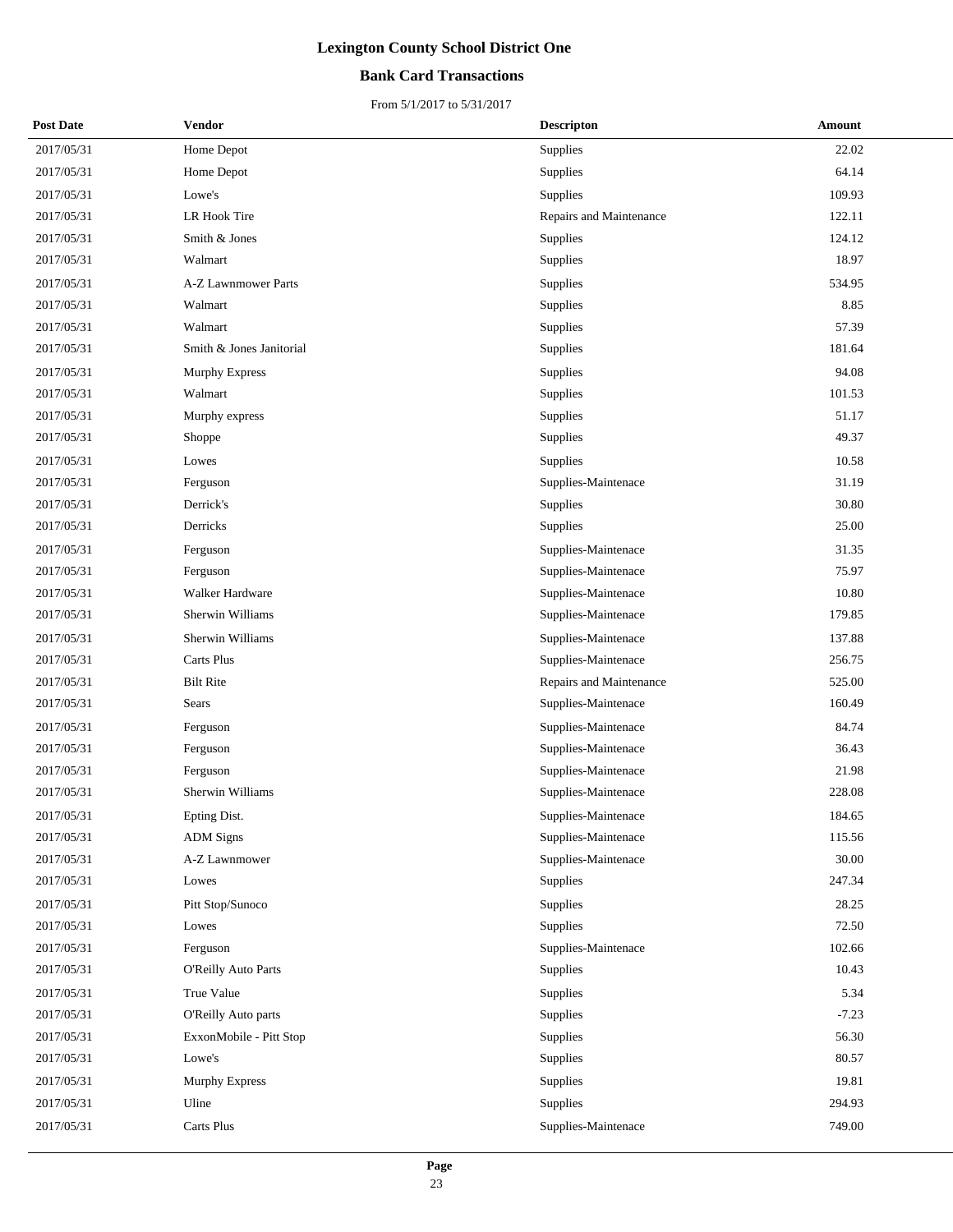# Lexington County School District One

## Bank Card Transactions

From 5/1/2017 to 5/31/2017

| Post Date | Vendor | Descripton | Amount |
|---|---|---|---|
| 2017/05/31 | Home Depot | Supplies | 22.02 |
| 2017/05/31 | Home Depot | Supplies | 64.14 |
| 2017/05/31 | Lowe's | Supplies | 109.93 |
| 2017/05/31 | LR Hook Tire | Repairs and Maintenance | 122.11 |
| 2017/05/31 | Smith & Jones | Supplies | 124.12 |
| 2017/05/31 | Walmart | Supplies | 18.97 |
| 2017/05/31 | A-Z Lawnmower Parts | Supplies | 534.95 |
| 2017/05/31 | Walmart | Supplies | 8.85 |
| 2017/05/31 | Walmart | Supplies | 57.39 |
| 2017/05/31 | Smith & Jones Janitorial | Supplies | 181.64 |
| 2017/05/31 | Murphy Express | Supplies | 94.08 |
| 2017/05/31 | Walmart | Supplies | 101.53 |
| 2017/05/31 | Murphy express | Supplies | 51.17 |
| 2017/05/31 | Shoppe | Supplies | 49.37 |
| 2017/05/31 | Lowes | Supplies | 10.58 |
| 2017/05/31 | Ferguson | Supplies-Maintenace | 31.19 |
| 2017/05/31 | Derrick's | Supplies | 30.80 |
| 2017/05/31 | Derricks | Supplies | 25.00 |
| 2017/05/31 | Ferguson | Supplies-Maintenace | 31.35 |
| 2017/05/31 | Ferguson | Supplies-Maintenace | 75.97 |
| 2017/05/31 | Walker Hardware | Supplies-Maintenace | 10.80 |
| 2017/05/31 | Sherwin Williams | Supplies-Maintenace | 179.85 |
| 2017/05/31 | Sherwin Williams | Supplies-Maintenace | 137.88 |
| 2017/05/31 | Carts Plus | Supplies-Maintenace | 256.75 |
| 2017/05/31 | Bilt Rite | Repairs and Maintenance | 525.00 |
| 2017/05/31 | Sears | Supplies-Maintenace | 160.49 |
| 2017/05/31 | Ferguson | Supplies-Maintenace | 84.74 |
| 2017/05/31 | Ferguson | Supplies-Maintenace | 36.43 |
| 2017/05/31 | Ferguson | Supplies-Maintenace | 21.98 |
| 2017/05/31 | Sherwin Williams | Supplies-Maintenace | 228.08 |
| 2017/05/31 | Epting Dist. | Supplies-Maintenace | 184.65 |
| 2017/05/31 | ADM Signs | Supplies-Maintenace | 115.56 |
| 2017/05/31 | A-Z Lawnmower | Supplies-Maintenace | 30.00 |
| 2017/05/31 | Lowes | Supplies | 247.34 |
| 2017/05/31 | Pitt Stop/Sunoco | Supplies | 28.25 |
| 2017/05/31 | Lowes | Supplies | 72.50 |
| 2017/05/31 | Ferguson | Supplies-Maintenace | 102.66 |
| 2017/05/31 | O'Reilly Auto Parts | Supplies | 10.43 |
| 2017/05/31 | True Value | Supplies | 5.34 |
| 2017/05/31 | O'Reilly Auto parts | Supplies | -7.23 |
| 2017/05/31 | ExxonMobile - Pitt Stop | Supplies | 56.30 |
| 2017/05/31 | Lowe's | Supplies | 80.57 |
| 2017/05/31 | Murphy Express | Supplies | 19.81 |
| 2017/05/31 | Uline | Supplies | 294.93 |
| 2017/05/31 | Carts Plus | Supplies-Maintenace | 749.00 |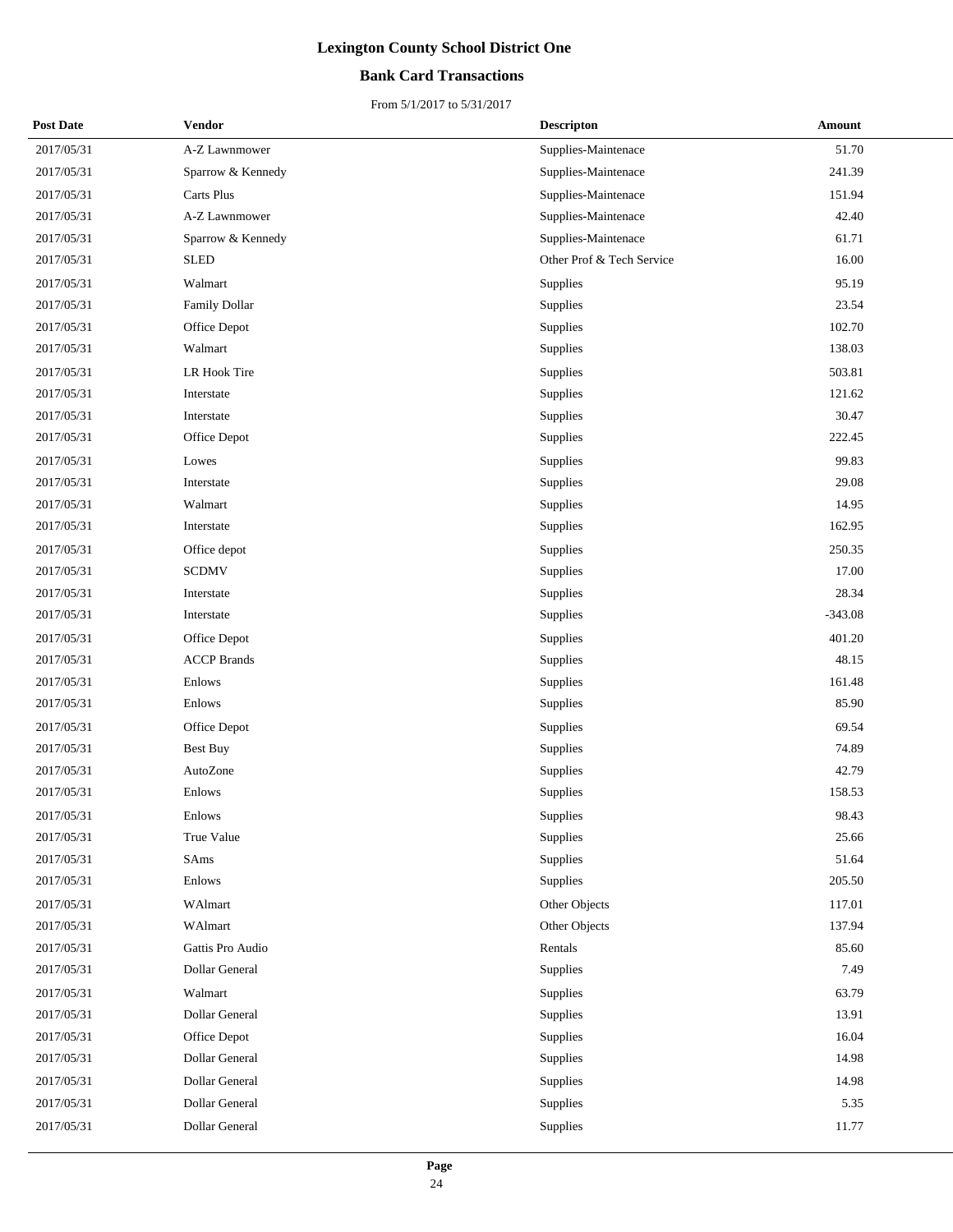# Lexington County School District One

## Bank Card Transactions

From 5/1/2017 to 5/31/2017

| Post Date | Vendor | Descripton | Amount |
|---|---|---|---|
| 2017/05/31 | A-Z Lawnmower | Supplies-Maintenace | 51.70 |
| 2017/05/31 | Sparrow & Kennedy | Supplies-Maintenace | 241.39 |
| 2017/05/31 | Carts Plus | Supplies-Maintenace | 151.94 |
| 2017/05/31 | A-Z Lawnmower | Supplies-Maintenace | 42.40 |
| 2017/05/31 | Sparrow & Kennedy | Supplies-Maintenace | 61.71 |
| 2017/05/31 | SLED | Other Prof & Tech Service | 16.00 |
| 2017/05/31 | Walmart | Supplies | 95.19 |
| 2017/05/31 | Family Dollar | Supplies | 23.54 |
| 2017/05/31 | Office Depot | Supplies | 102.70 |
| 2017/05/31 | Walmart | Supplies | 138.03 |
| 2017/05/31 | LR Hook Tire | Supplies | 503.81 |
| 2017/05/31 | Interstate | Supplies | 121.62 |
| 2017/05/31 | Interstate | Supplies | 30.47 |
| 2017/05/31 | Office Depot | Supplies | 222.45 |
| 2017/05/31 | Lowes | Supplies | 99.83 |
| 2017/05/31 | Interstate | Supplies | 29.08 |
| 2017/05/31 | Walmart | Supplies | 14.95 |
| 2017/05/31 | Interstate | Supplies | 162.95 |
| 2017/05/31 | Office depot | Supplies | 250.35 |
| 2017/05/31 | SCDMV | Supplies | 17.00 |
| 2017/05/31 | Interstate | Supplies | 28.34 |
| 2017/05/31 | Interstate | Supplies | -343.08 |
| 2017/05/31 | Office Depot | Supplies | 401.20 |
| 2017/05/31 | ACCP Brands | Supplies | 48.15 |
| 2017/05/31 | Enlows | Supplies | 161.48 |
| 2017/05/31 | Enlows | Supplies | 85.90 |
| 2017/05/31 | Office Depot | Supplies | 69.54 |
| 2017/05/31 | Best Buy | Supplies | 74.89 |
| 2017/05/31 | AutoZone | Supplies | 42.79 |
| 2017/05/31 | Enlows | Supplies | 158.53 |
| 2017/05/31 | Enlows | Supplies | 98.43 |
| 2017/05/31 | True Value | Supplies | 25.66 |
| 2017/05/31 | SAms | Supplies | 51.64 |
| 2017/05/31 | Enlows | Supplies | 205.50 |
| 2017/05/31 | WAlmart | Other Objects | 117.01 |
| 2017/05/31 | WAlmart | Other Objects | 137.94 |
| 2017/05/31 | Gattis Pro Audio | Rentals | 85.60 |
| 2017/05/31 | Dollar General | Supplies | 7.49 |
| 2017/05/31 | Walmart | Supplies | 63.79 |
| 2017/05/31 | Dollar General | Supplies | 13.91 |
| 2017/05/31 | Office Depot | Supplies | 16.04 |
| 2017/05/31 | Dollar General | Supplies | 14.98 |
| 2017/05/31 | Dollar General | Supplies | 14.98 |
| 2017/05/31 | Dollar General | Supplies | 5.35 |
| 2017/05/31 | Dollar General | Supplies | 11.77 |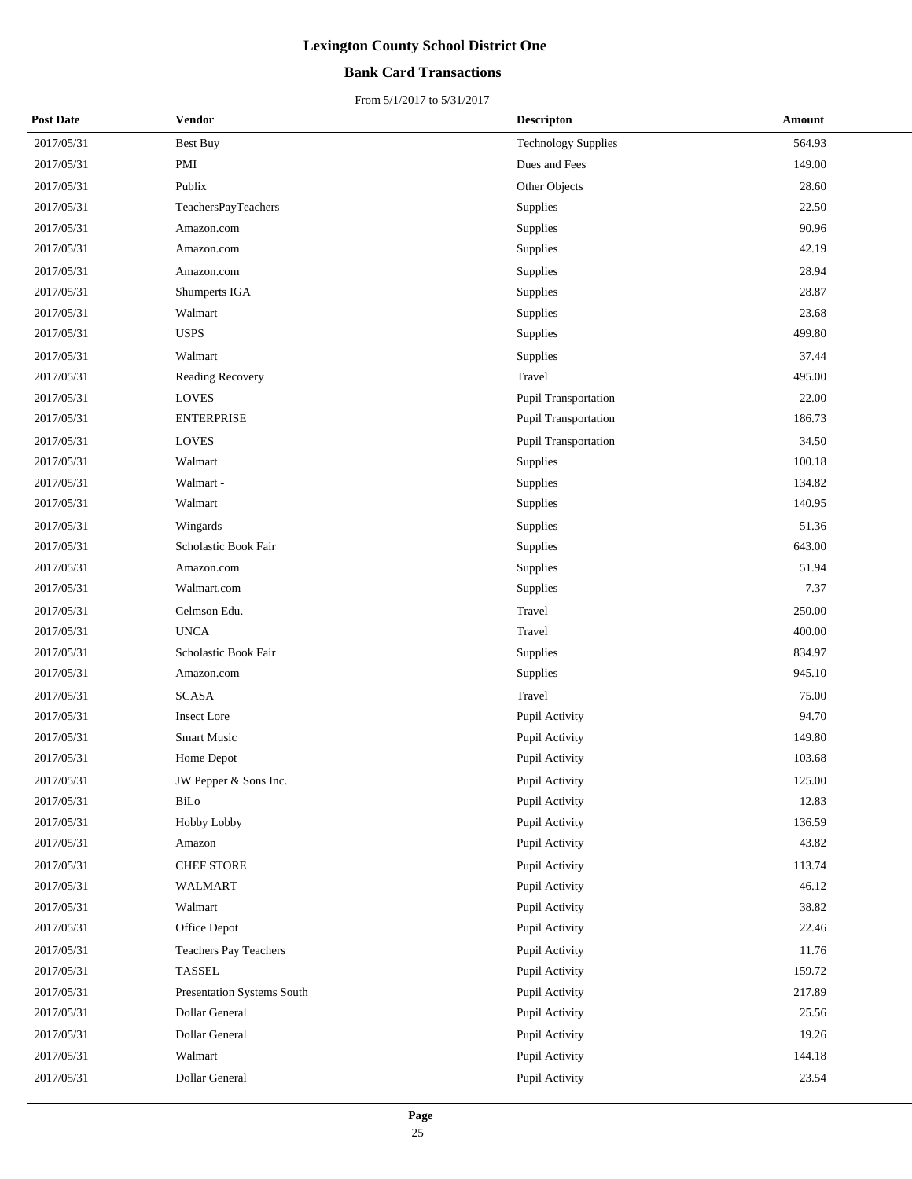# Lexington County School District One

## Bank Card Transactions

From 5/1/2017 to 5/31/2017

| Post Date | Vendor | Descripton | Amount |
|---|---|---|---|
| 2017/05/31 | Best Buy | Technology Supplies | 564.93 |
| 2017/05/31 | PMI | Dues and Fees | 149.00 |
| 2017/05/31 | Publix | Other Objects | 28.60 |
| 2017/05/31 | TeachersPayTeachers | Supplies | 22.50 |
| 2017/05/31 | Amazon.com | Supplies | 90.96 |
| 2017/05/31 | Amazon.com | Supplies | 42.19 |
| 2017/05/31 | Amazon.com | Supplies | 28.94 |
| 2017/05/31 | Shumperts IGA | Supplies | 28.87 |
| 2017/05/31 | Walmart | Supplies | 23.68 |
| 2017/05/31 | USPS | Supplies | 499.80 |
| 2017/05/31 | Walmart | Supplies | 37.44 |
| 2017/05/31 | Reading Recovery | Travel | 495.00 |
| 2017/05/31 | LOVES | Pupil Transportation | 22.00 |
| 2017/05/31 | ENTERPRISE | Pupil Transportation | 186.73 |
| 2017/05/31 | LOVES | Pupil Transportation | 34.50 |
| 2017/05/31 | Walmart | Supplies | 100.18 |
| 2017/05/31 | Walmart - | Supplies | 134.82 |
| 2017/05/31 | Walmart | Supplies | 140.95 |
| 2017/05/31 | Wingards | Supplies | 51.36 |
| 2017/05/31 | Scholastic Book Fair | Supplies | 643.00 |
| 2017/05/31 | Amazon.com | Supplies | 51.94 |
| 2017/05/31 | Walmart.com | Supplies | 7.37 |
| 2017/05/31 | Celmson Edu. | Travel | 250.00 |
| 2017/05/31 | UNCA | Travel | 400.00 |
| 2017/05/31 | Scholastic Book Fair | Supplies | 834.97 |
| 2017/05/31 | Amazon.com | Supplies | 945.10 |
| 2017/05/31 | SCASA | Travel | 75.00 |
| 2017/05/31 | Insect Lore | Pupil Activity | 94.70 |
| 2017/05/31 | Smart Music | Pupil Activity | 149.80 |
| 2017/05/31 | Home Depot | Pupil Activity | 103.68 |
| 2017/05/31 | JW Pepper & Sons Inc. | Pupil Activity | 125.00 |
| 2017/05/31 | BiLo | Pupil Activity | 12.83 |
| 2017/05/31 | Hobby Lobby | Pupil Activity | 136.59 |
| 2017/05/31 | Amazon | Pupil Activity | 43.82 |
| 2017/05/31 | CHEF STORE | Pupil Activity | 113.74 |
| 2017/05/31 | WALMART | Pupil Activity | 46.12 |
| 2017/05/31 | Walmart | Pupil Activity | 38.82 |
| 2017/05/31 | Office Depot | Pupil Activity | 22.46 |
| 2017/05/31 | Teachers Pay Teachers | Pupil Activity | 11.76 |
| 2017/05/31 | TASSEL | Pupil Activity | 159.72 |
| 2017/05/31 | Presentation Systems South | Pupil Activity | 217.89 |
| 2017/05/31 | Dollar General | Pupil Activity | 25.56 |
| 2017/05/31 | Dollar General | Pupil Activity | 19.26 |
| 2017/05/31 | Walmart | Pupil Activity | 144.18 |
| 2017/05/31 | Dollar General | Pupil Activity | 23.54 |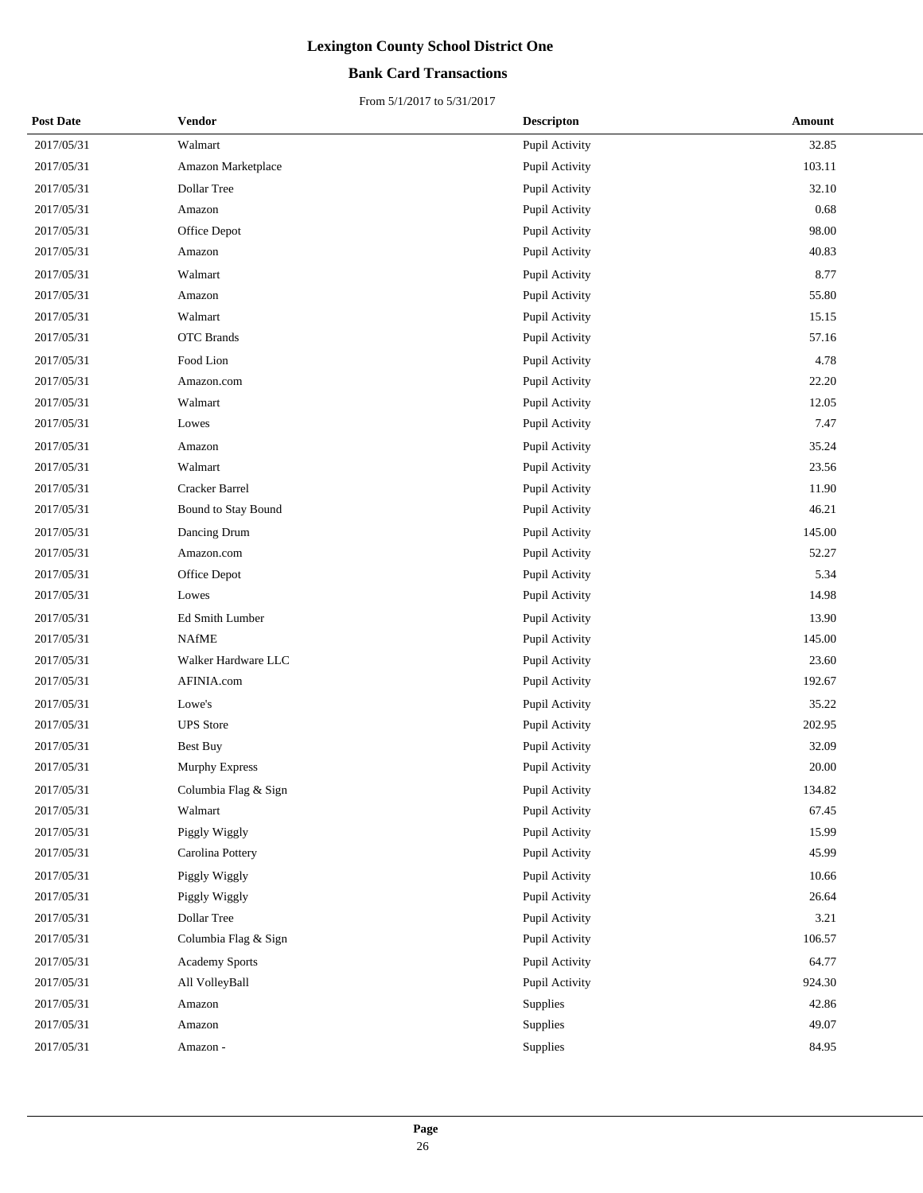**Lexington County School District One**

**Bank Card Transactions**

From 5/1/2017 to 5/31/2017

| Post Date | Vendor | Descripton | Amount |
|---|---|---|---|
| 2017/05/31 | Walmart | Pupil Activity | 32.85 |
| 2017/05/31 | Amazon Marketplace | Pupil Activity | 103.11 |
| 2017/05/31 | Dollar Tree | Pupil Activity | 32.10 |
| 2017/05/31 | Amazon | Pupil Activity | 0.68 |
| 2017/05/31 | Office Depot | Pupil Activity | 98.00 |
| 2017/05/31 | Amazon | Pupil Activity | 40.83 |
| 2017/05/31 | Walmart | Pupil Activity | 8.77 |
| 2017/05/31 | Amazon | Pupil Activity | 55.80 |
| 2017/05/31 | Walmart | Pupil Activity | 15.15 |
| 2017/05/31 | OTC Brands | Pupil Activity | 57.16 |
| 2017/05/31 | Food Lion | Pupil Activity | 4.78 |
| 2017/05/31 | Amazon.com | Pupil Activity | 22.20 |
| 2017/05/31 | Walmart | Pupil Activity | 12.05 |
| 2017/05/31 | Lowes | Pupil Activity | 7.47 |
| 2017/05/31 | Amazon | Pupil Activity | 35.24 |
| 2017/05/31 | Walmart | Pupil Activity | 23.56 |
| 2017/05/31 | Cracker Barrel | Pupil Activity | 11.90 |
| 2017/05/31 | Bound to Stay Bound | Pupil Activity | 46.21 |
| 2017/05/31 | Dancing Drum | Pupil Activity | 145.00 |
| 2017/05/31 | Amazon.com | Pupil Activity | 52.27 |
| 2017/05/31 | Office Depot | Pupil Activity | 5.34 |
| 2017/05/31 | Lowes | Pupil Activity | 14.98 |
| 2017/05/31 | Ed Smith Lumber | Pupil Activity | 13.90 |
| 2017/05/31 | NAfME | Pupil Activity | 145.00 |
| 2017/05/31 | Walker Hardware LLC | Pupil Activity | 23.60 |
| 2017/05/31 | AFINIA.com | Pupil Activity | 192.67 |
| 2017/05/31 | Lowe's | Pupil Activity | 35.22 |
| 2017/05/31 | UPS Store | Pupil Activity | 202.95 |
| 2017/05/31 | Best Buy | Pupil Activity | 32.09 |
| 2017/05/31 | Murphy Express | Pupil Activity | 20.00 |
| 2017/05/31 | Columbia Flag & Sign | Pupil Activity | 134.82 |
| 2017/05/31 | Walmart | Pupil Activity | 67.45 |
| 2017/05/31 | Piggly Wiggly | Pupil Activity | 15.99 |
| 2017/05/31 | Carolina Pottery | Pupil Activity | 45.99 |
| 2017/05/31 | Piggly Wiggly | Pupil Activity | 10.66 |
| 2017/05/31 | Piggly Wiggly | Pupil Activity | 26.64 |
| 2017/05/31 | Dollar Tree | Pupil Activity | 3.21 |
| 2017/05/31 | Columbia Flag & Sign | Pupil Activity | 106.57 |
| 2017/05/31 | Academy Sports | Pupil Activity | 64.77 |
| 2017/05/31 | All VolleyBall | Pupil Activity | 924.30 |
| 2017/05/31 | Amazon | Supplies | 42.86 |
| 2017/05/31 | Amazon | Supplies | 49.07 |
| 2017/05/31 | Amazon - | Supplies | 84.95 |